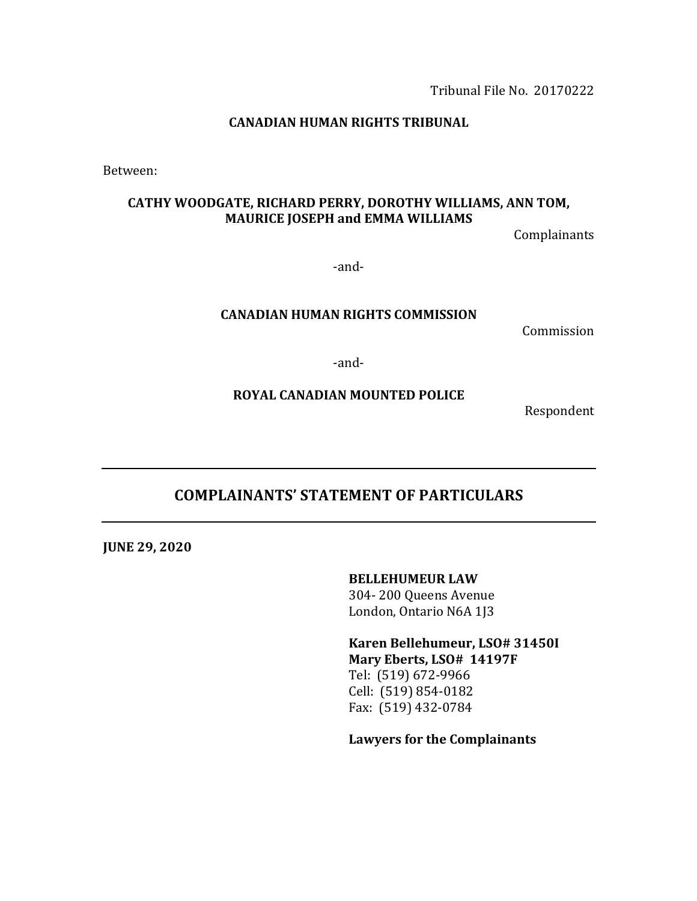Tribunal File No. 20170222

**CANADIAN HUMAN RIGHTS TRIBUNAL**

Between:

**CATHY WOODGATE, RICHARD PERRY, DOROTHY WILLIAMS, ANN TOM, MAURICE JOSEPH and EMMA WILLIAMS**

Complainants

-and-

**CANADIAN HUMAN RIGHTS COMMISSION**

Commission

-and-

**ROYAL CANADIAN MOUNTED POLICE**

Respondent

---

# COMPLAINANTS' STATEMENT OF PARTICULARS

---

**JUNE 29, 2020**

**BELLEHUMEUR LAW**
304- 200 Queens Avenue
London, Ontario N6A 1J3

**Karen Bellehumeur, LSO# 31450I**
**Mary Eberts, LSO# 14197F**
Tel: (519) 672-9966
Cell: (519) 854-0182
Fax: (519) 432-0784

**Lawyers for the Complainants**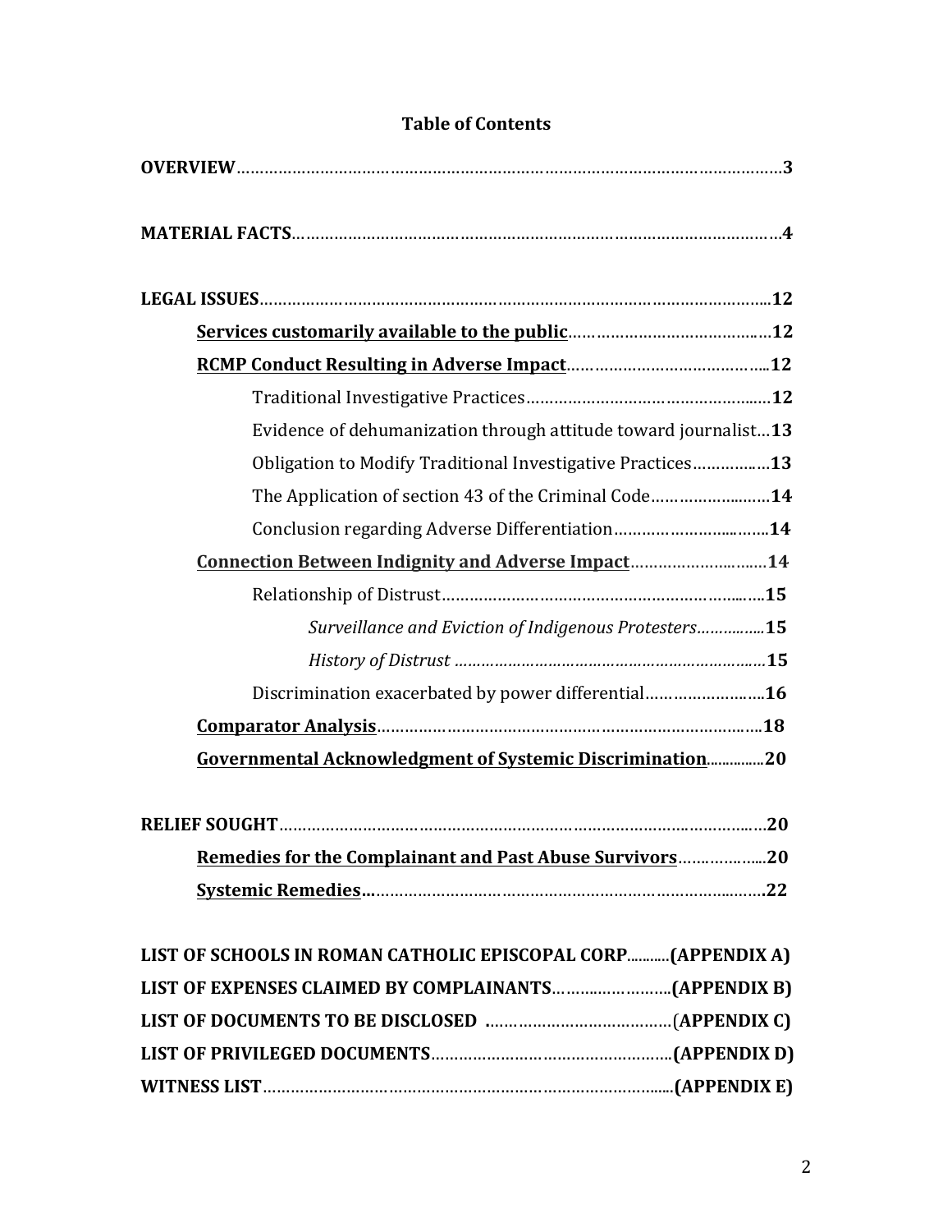# Table of Contents

**OVERVIEW**……………………………………………………………………………………………………**3**

**MATERIAL FACTS**………………………………………………………………………………………**4**

**LEGAL ISSUES**………………………………………………………………………………………….**12**

- **<u>Services customarily available to the public</u>**……………………………………**12**
- **<u>RCMP Conduct Resulting in Adverse Impact</u>**…………………………………….**12**
  - Traditional Investigative Practices…………………………………………….**12**
  - Evidence of dehumanization through attitude toward journalist…**13**
  - Obligation to Modify Traditional Investigative Practices……………**13**
  - The Application of section 43 of the Criminal Code……………………**14**
  - Conclusion regarding Adverse Differentiation……………………………**14**
- **<u>Connection Between Indignity and Adverse Impact</u>**…………………………**14**
  - Relationship of Distrust……………………………………………………………**15**
    - *Surveillance and Eviction of Indigenous Protesters*……………**15**
    - *History of Distrust* ……………………………………………………………**15**
  - Discrimination exacerbated by power differential…………………….**16**
- **<u>Comparator Analysis</u>**……………………………………………………………………**18**
- **<u>Governmental Acknowledgment of Systemic Discrimination</u>**……………**20**

**RELIEF SOUGHT**……………………………………………………………………………………….**20**

- **<u>Remedies for the Complainant and Past Abuse Survivors</u>**………………**20**
- **<u>Systemic Remedies</u>…**……………………………………………………………………**22**

**LIST OF SCHOOLS IN ROMAN CATHOLIC EPISCOPAL CORP**……….**(APPENDIX A)**

**LIST OF EXPENSES CLAIMED BY COMPLAINANTS**…………………….**(APPENDIX B)**

**LIST OF DOCUMENTS TO BE DISCLOSED** ……………………………………(**APPENDIX C)**

**LIST OF PRIVILEGED DOCUMENTS**……………………………………………**(APPENDIX D)**

**WITNESS LIST**……………………………………………………………………………**(APPENDIX E)**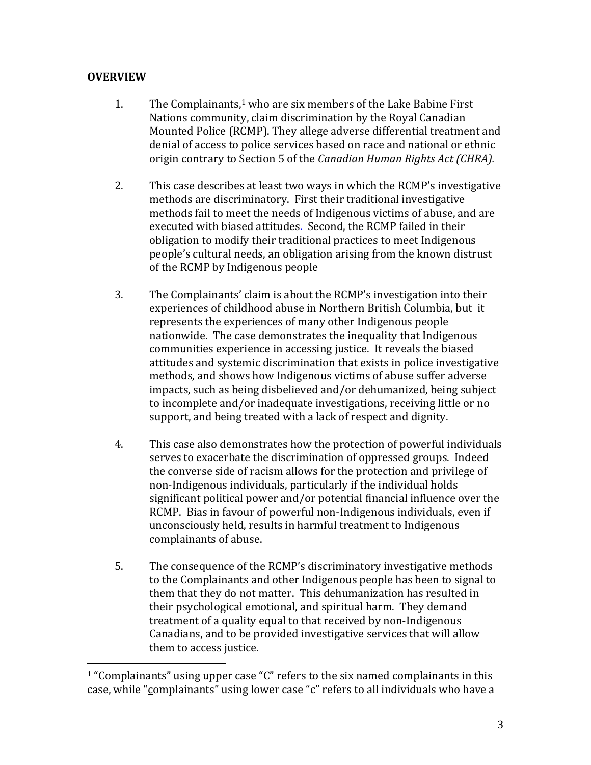**OVERVIEW**

1. The Complainants,[1] who are six members of the Lake Babine First Nations community, claim discrimination by the Royal Canadian Mounted Police (RCMP). They allege adverse differential treatment and denial of access to police services based on race and national or ethnic origin contrary to Section 5 of the *Canadian Human Rights Act (CHRA).*

2. This case describes at least two ways in which the RCMP's investigative methods are discriminatory. First their traditional investigative methods fail to meet the needs of Indigenous victims of abuse, and are executed with biased attitudes. Second, the RCMP failed in their obligation to modify their traditional practices to meet Indigenous people's cultural needs, an obligation arising from the known distrust of the RCMP by Indigenous people

3. The Complainants' claim is about the RCMP's investigation into their experiences of childhood abuse in Northern British Columbia, but it represents the experiences of many other Indigenous people nationwide. The case demonstrates the inequality that Indigenous communities experience in accessing justice. It reveals the biased attitudes and systemic discrimination that exists in police investigative methods, and shows how Indigenous victims of abuse suffer adverse impacts, such as being disbelieved and/or dehumanized, being subject to incomplete and/or inadequate investigations, receiving little or no support, and being treated with a lack of respect and dignity.

4. This case also demonstrates how the protection of powerful individuals serves to exacerbate the discrimination of oppressed groups. Indeed the converse side of racism allows for the protection and privilege of non-Indigenous individuals, particularly if the individual holds significant political power and/or potential financial influence over the RCMP. Bias in favour of powerful non-Indigenous individuals, even if unconsciously held, results in harmful treatment to Indigenous complainants of abuse.

5. The consequence of the RCMP's discriminatory investigative methods to the Complainants and other Indigenous people has been to signal to them that they do not matter. This dehumanization has resulted in their psychological emotional, and spiritual harm. They demand treatment of a quality equal to that received by non-Indigenous Canadians, and to be provided investigative services that will allow them to access justice.

---

[1] "Complainants" using upper case "C" refers to the six named complainants in this case, while "complainants" using lower case "c" refers to all individuals who have a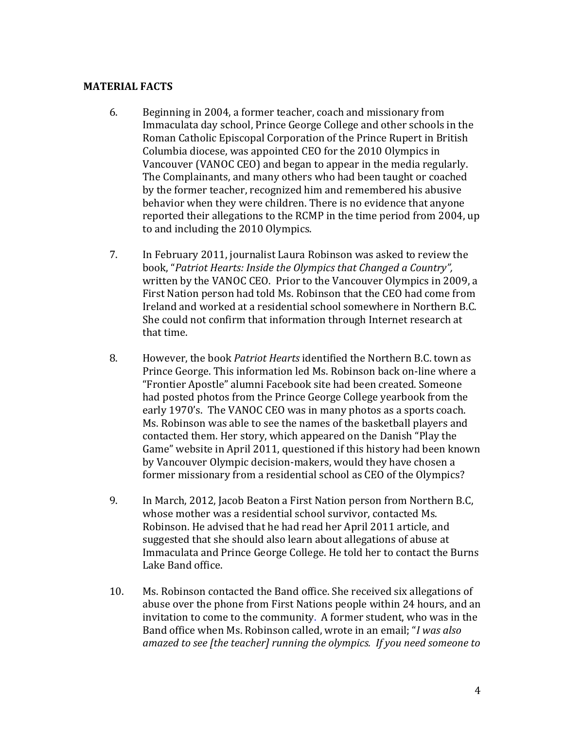**MATERIAL FACTS**

6. Beginning in 2004, a former teacher, coach and missionary from Immaculata day school, Prince George College and other schools in the Roman Catholic Episcopal Corporation of the Prince Rupert in British Columbia diocese, was appointed CEO for the 2010 Olympics in Vancouver (VANOC CEO) and began to appear in the media regularly. The Complainants, and many others who had been taught or coached by the former teacher, recognized him and remembered his abusive behavior when they were children. There is no evidence that anyone reported their allegations to the RCMP in the time period from 2004, up to and including the 2010 Olympics.

7. In February 2011, journalist Laura Robinson was asked to review the book, "*Patriot Hearts: Inside the Olympics that Changed a Country",* written by the VANOC CEO. Prior to the Vancouver Olympics in 2009, a First Nation person had told Ms. Robinson that the CEO had come from Ireland and worked at a residential school somewhere in Northern B.C. She could not confirm that information through Internet research at that time.

8. However, the book *Patriot Hearts* identified the Northern B.C. town as Prince George. This information led Ms. Robinson back on-line where a "Frontier Apostle" alumni Facebook site had been created. Someone had posted photos from the Prince George College yearbook from the early 1970's. The VANOC CEO was in many photos as a sports coach. Ms. Robinson was able to see the names of the basketball players and contacted them. Her story, which appeared on the Danish "Play the Game" website in April 2011, questioned if this history had been known by Vancouver Olympic decision-makers, would they have chosen a former missionary from a residential school as CEO of the Olympics?

9. In March, 2012, Jacob Beaton a First Nation person from Northern B.C, whose mother was a residential school survivor, contacted Ms. Robinson. He advised that he had read her April 2011 article, and suggested that she should also learn about allegations of abuse at Immaculata and Prince George College. He told her to contact the Burns Lake Band office.

10. Ms. Robinson contacted the Band office. She received six allegations of abuse over the phone from First Nations people within 24 hours, and an invitation to come to the community. A former student, who was in the Band office when Ms. Robinson called, wrote in an email; "*I was also amazed to see [the teacher] running the olympics. If you need someone to*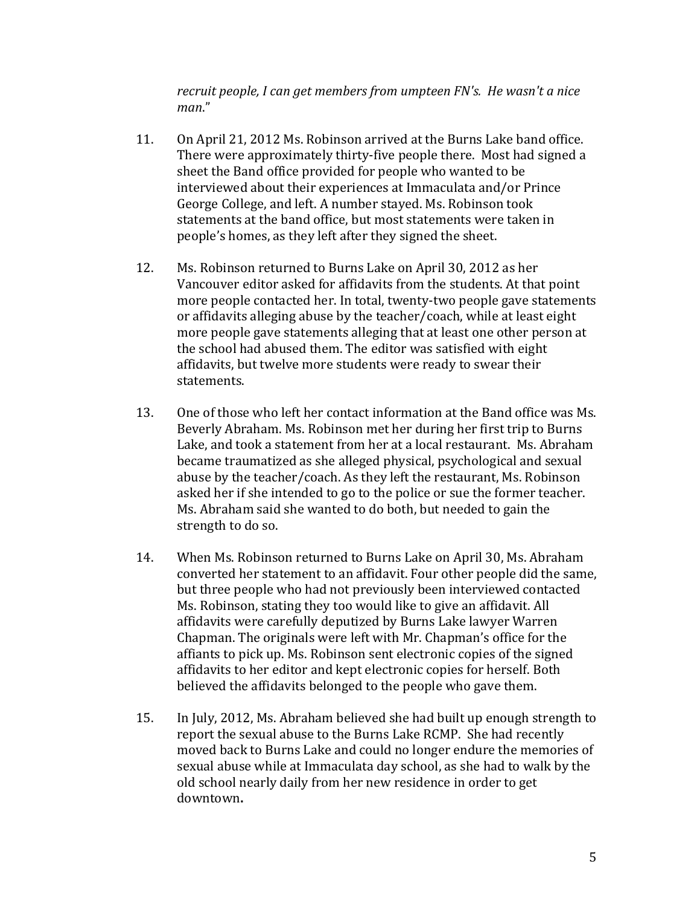*recruit people, I can get members from umpteen FN's. He wasn't a nice man.*"

11. On April 21, 2012 Ms. Robinson arrived at the Burns Lake band office. There were approximately thirty-five people there. Most had signed a sheet the Band office provided for people who wanted to be interviewed about their experiences at Immaculata and/or Prince George College, and left. A number stayed. Ms. Robinson took statements at the band office, but most statements were taken in people's homes, as they left after they signed the sheet.

12. Ms. Robinson returned to Burns Lake on April 30, 2012 as her Vancouver editor asked for affidavits from the students. At that point more people contacted her. In total, twenty-two people gave statements or affidavits alleging abuse by the teacher/coach, while at least eight more people gave statements alleging that at least one other person at the school had abused them. The editor was satisfied with eight affidavits, but twelve more students were ready to swear their statements.

13. One of those who left her contact information at the Band office was Ms. Beverly Abraham. Ms. Robinson met her during her first trip to Burns Lake, and took a statement from her at a local restaurant. Ms. Abraham became traumatized as she alleged physical, psychological and sexual abuse by the teacher/coach. As they left the restaurant, Ms. Robinson asked her if she intended to go to the police or sue the former teacher. Ms. Abraham said she wanted to do both, but needed to gain the strength to do so.

14. When Ms. Robinson returned to Burns Lake on April 30, Ms. Abraham converted her statement to an affidavit. Four other people did the same, but three people who had not previously been interviewed contacted Ms. Robinson, stating they too would like to give an affidavit. All affidavits were carefully deputized by Burns Lake lawyer Warren Chapman. The originals were left with Mr. Chapman's office for the affiants to pick up. Ms. Robinson sent electronic copies of the signed affidavits to her editor and kept electronic copies for herself. Both believed the affidavits belonged to the people who gave them.

15. In July, 2012, Ms. Abraham believed she had built up enough strength to report the sexual abuse to the Burns Lake RCMP. She had recently moved back to Burns Lake and could no longer endure the memories of sexual abuse while at Immaculata day school, as she had to walk by the old school nearly daily from her new residence in order to get downtown.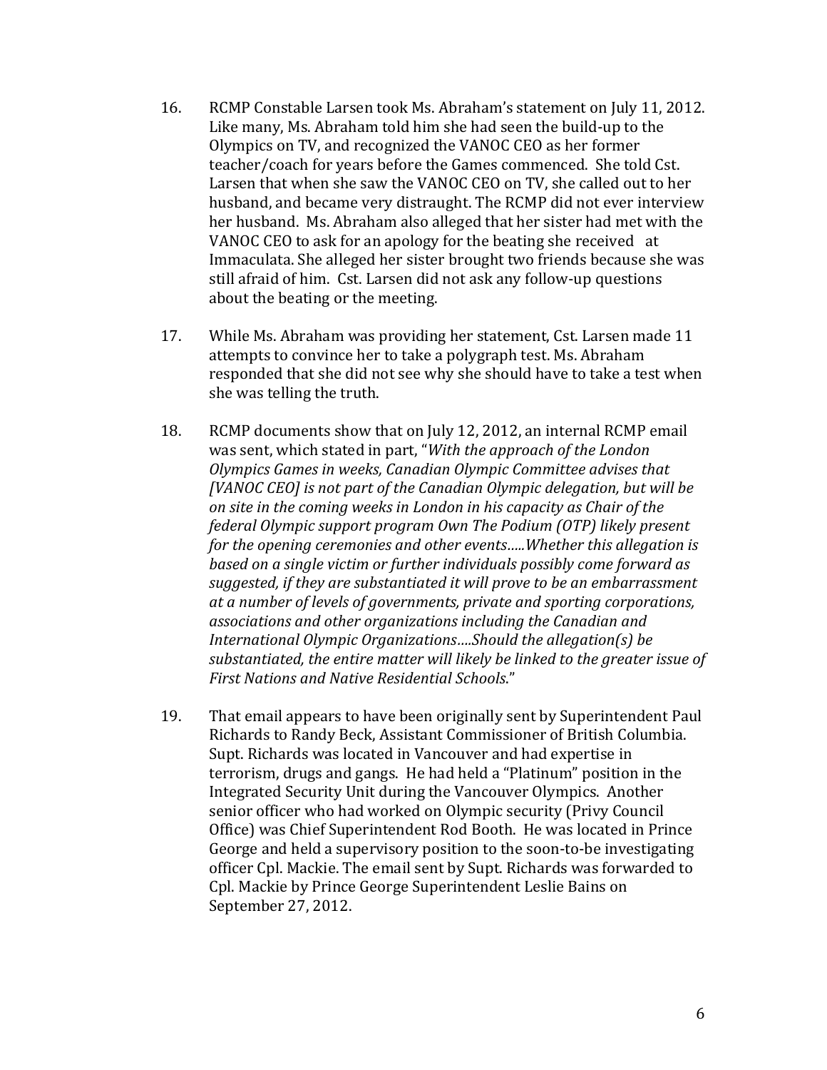16. RCMP Constable Larsen took Ms. Abraham's statement on July 11, 2012. Like many, Ms. Abraham told him she had seen the build-up to the Olympics on TV, and recognized the VANOC CEO as her former teacher/coach for years before the Games commenced. She told Cst. Larsen that when she saw the VANOC CEO on TV, she called out to her husband, and became very distraught. The RCMP did not ever interview her husband. Ms. Abraham also alleged that her sister had met with the VANOC CEO to ask for an apology for the beating she received at Immaculata. She alleged her sister brought two friends because she was still afraid of him. Cst. Larsen did not ask any follow-up questions about the beating or the meeting.

17. While Ms. Abraham was providing her statement, Cst. Larsen made 11 attempts to convince her to take a polygraph test. Ms. Abraham responded that she did not see why she should have to take a test when she was telling the truth.

18. RCMP documents show that on July 12, 2012, an internal RCMP email was sent, which stated in part, "*With the approach of the London Olympics Games in weeks, Canadian Olympic Committee advises that [VANOC CEO] is not part of the Canadian Olympic delegation, but will be on site in the coming weeks in London in his capacity as Chair of the federal Olympic support program Own The Podium (OTP) likely present for the opening ceremonies and other events…..Whether this allegation is based on a single victim or further individuals possibly come forward as suggested, if they are substantiated it will prove to be an embarrassment at a number of levels of governments, private and sporting corporations, associations and other organizations including the Canadian and International Olympic Organizations….Should the allegation(s) be substantiated, the entire matter will likely be linked to the greater issue of First Nations and Native Residential Schools*."

19. That email appears to have been originally sent by Superintendent Paul Richards to Randy Beck, Assistant Commissioner of British Columbia. Supt. Richards was located in Vancouver and had expertise in terrorism, drugs and gangs. He had held a "Platinum" position in the Integrated Security Unit during the Vancouver Olympics. Another senior officer who had worked on Olympic security (Privy Council Office) was Chief Superintendent Rod Booth. He was located in Prince George and held a supervisory position to the soon-to-be investigating officer Cpl. Mackie. The email sent by Supt. Richards was forwarded to Cpl. Mackie by Prince George Superintendent Leslie Bains on September 27, 2012.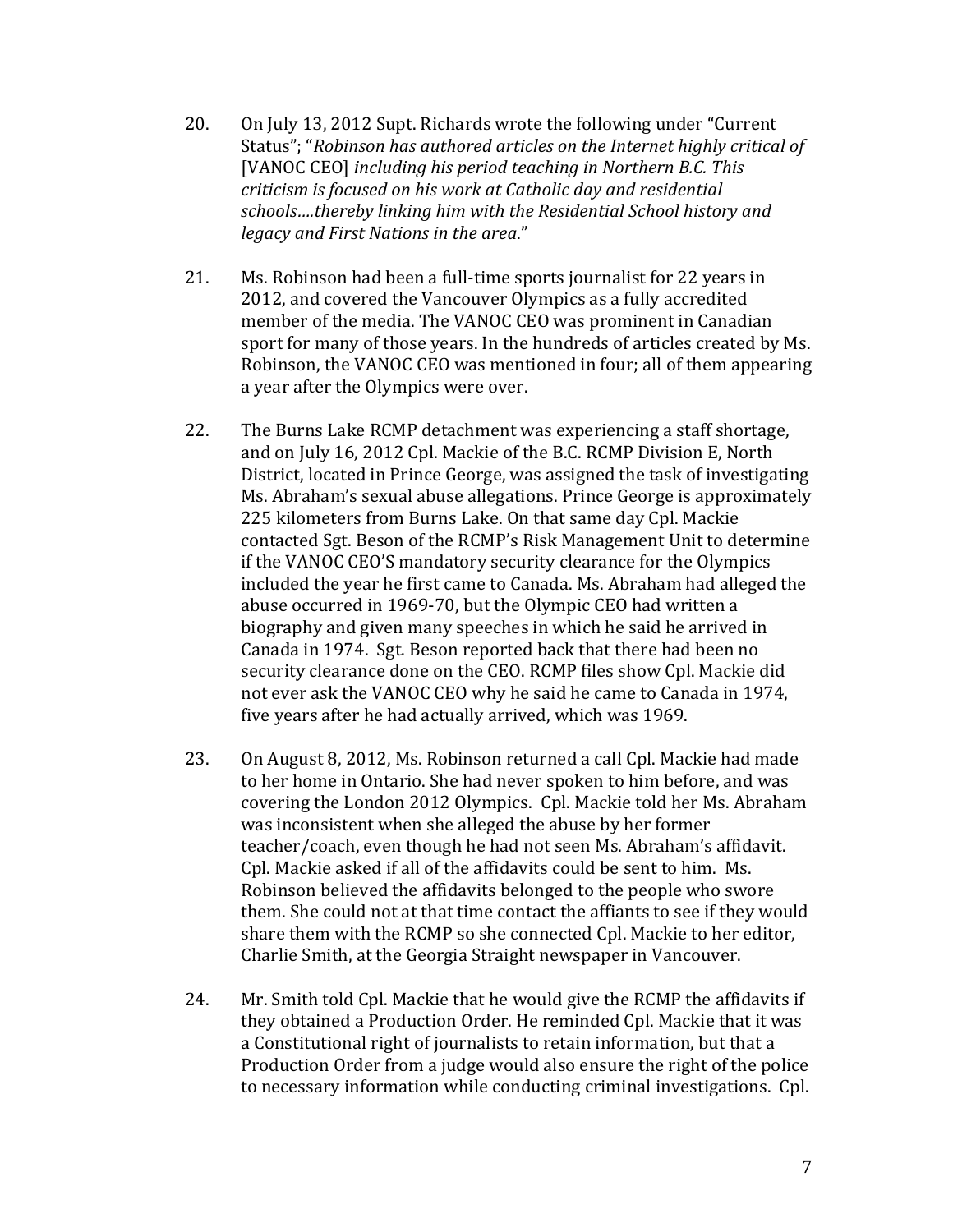20. On July 13, 2012 Supt. Richards wrote the following under "Current Status"; "*Robinson has authored articles on the Internet highly critical of* [VANOC CEO] *including his period teaching in Northern B.C. This criticism is focused on his work at Catholic day and residential schools….thereby linking him with the Residential School history and legacy and First Nations in the area.*"

21. Ms. Robinson had been a full-time sports journalist for 22 years in 2012, and covered the Vancouver Olympics as a fully accredited member of the media. The VANOC CEO was prominent in Canadian sport for many of those years. In the hundreds of articles created by Ms. Robinson, the VANOC CEO was mentioned in four; all of them appearing a year after the Olympics were over.

22. The Burns Lake RCMP detachment was experiencing a staff shortage, and on July 16, 2012 Cpl. Mackie of the B.C. RCMP Division E, North District, located in Prince George, was assigned the task of investigating Ms. Abraham's sexual abuse allegations. Prince George is approximately 225 kilometers from Burns Lake. On that same day Cpl. Mackie contacted Sgt. Beson of the RCMP's Risk Management Unit to determine if the VANOC CEO'S mandatory security clearance for the Olympics included the year he first came to Canada. Ms. Abraham had alleged the abuse occurred in 1969-70, but the Olympic CEO had written a biography and given many speeches in which he said he arrived in Canada in 1974. Sgt. Beson reported back that there had been no security clearance done on the CEO. RCMP files show Cpl. Mackie did not ever ask the VANOC CEO why he said he came to Canada in 1974, five years after he had actually arrived, which was 1969.

23. On August 8, 2012, Ms. Robinson returned a call Cpl. Mackie had made to her home in Ontario. She had never spoken to him before, and was covering the London 2012 Olympics. Cpl. Mackie told her Ms. Abraham was inconsistent when she alleged the abuse by her former teacher/coach, even though he had not seen Ms. Abraham's affidavit. Cpl. Mackie asked if all of the affidavits could be sent to him. Ms. Robinson believed the affidavits belonged to the people who swore them. She could not at that time contact the affiants to see if they would share them with the RCMP so she connected Cpl. Mackie to her editor, Charlie Smith, at the Georgia Straight newspaper in Vancouver.

24. Mr. Smith told Cpl. Mackie that he would give the RCMP the affidavits if they obtained a Production Order. He reminded Cpl. Mackie that it was a Constitutional right of journalists to retain information, but that a Production Order from a judge would also ensure the right of the police to necessary information while conducting criminal investigations. Cpl.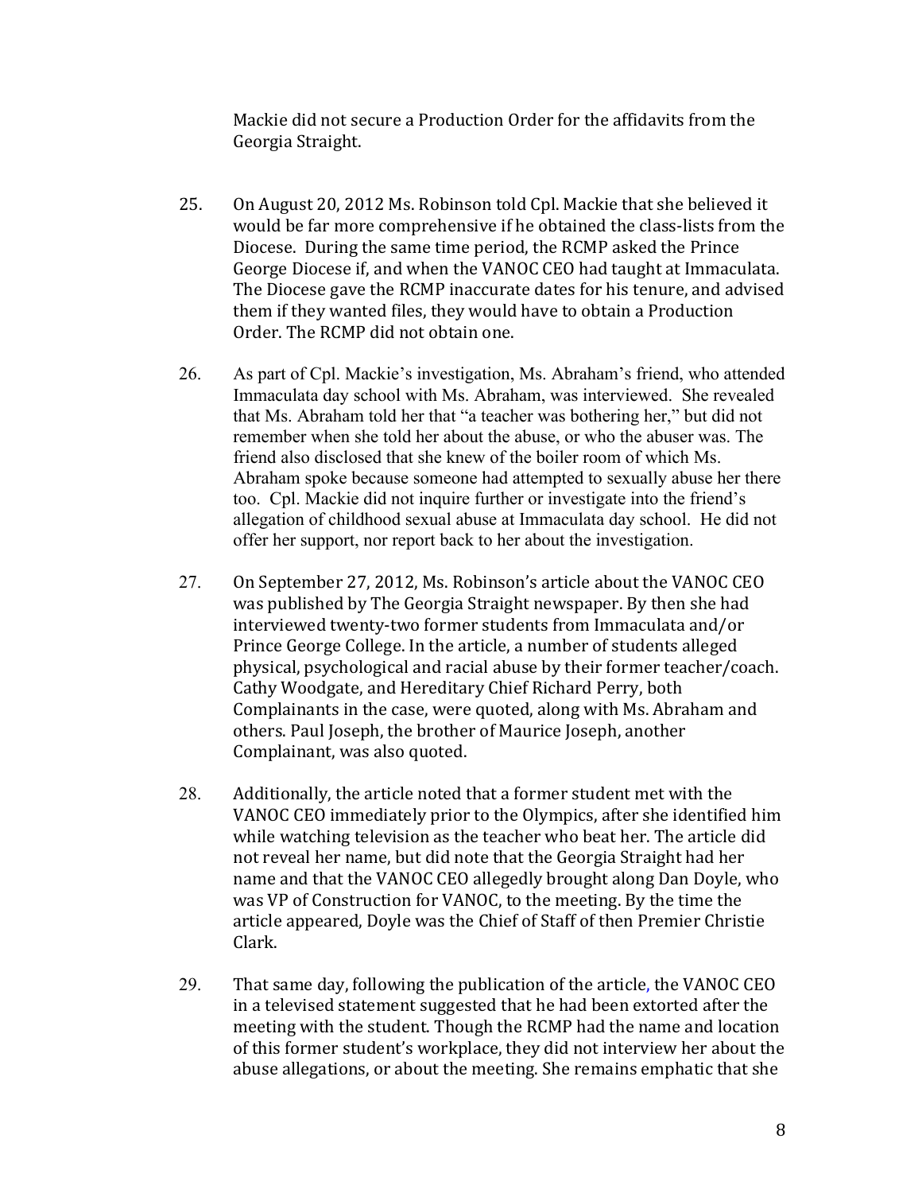Mackie did not secure a Production Order for the affidavits from the Georgia Straight.

25. On August 20, 2012 Ms. Robinson told Cpl. Mackie that she believed it would be far more comprehensive if he obtained the class-lists from the Diocese. During the same time period, the RCMP asked the Prince George Diocese if, and when the VANOC CEO had taught at Immaculata. The Diocese gave the RCMP inaccurate dates for his tenure, and advised them if they wanted files, they would have to obtain a Production Order. The RCMP did not obtain one.

26. As part of Cpl. Mackie's investigation, Ms. Abraham's friend, who attended Immaculata day school with Ms. Abraham, was interviewed. She revealed that Ms. Abraham told her that "a teacher was bothering her," but did not remember when she told her about the abuse, or who the abuser was. The friend also disclosed that she knew of the boiler room of which Ms. Abraham spoke because someone had attempted to sexually abuse her there too. Cpl. Mackie did not inquire further or investigate into the friend's allegation of childhood sexual abuse at Immaculata day school. He did not offer her support, nor report back to her about the investigation.

27. On September 27, 2012, Ms. Robinson's article about the VANOC CEO was published by The Georgia Straight newspaper. By then she had interviewed twenty-two former students from Immaculata and/or Prince George College. In the article, a number of students alleged physical, psychological and racial abuse by their former teacher/coach. Cathy Woodgate, and Hereditary Chief Richard Perry, both Complainants in the case, were quoted, along with Ms. Abraham and others. Paul Joseph, the brother of Maurice Joseph, another Complainant, was also quoted.

28. Additionally, the article noted that a former student met with the VANOC CEO immediately prior to the Olympics, after she identified him while watching television as the teacher who beat her. The article did not reveal her name, but did note that the Georgia Straight had her name and that the VANOC CEO allegedly brought along Dan Doyle, who was VP of Construction for VANOC, to the meeting. By the time the article appeared, Doyle was the Chief of Staff of then Premier Christie Clark.

29. That same day, following the publication of the article, the VANOC CEO in a televised statement suggested that he had been extorted after the meeting with the student. Though the RCMP had the name and location of this former student's workplace, they did not interview her about the abuse allegations, or about the meeting. She remains emphatic that she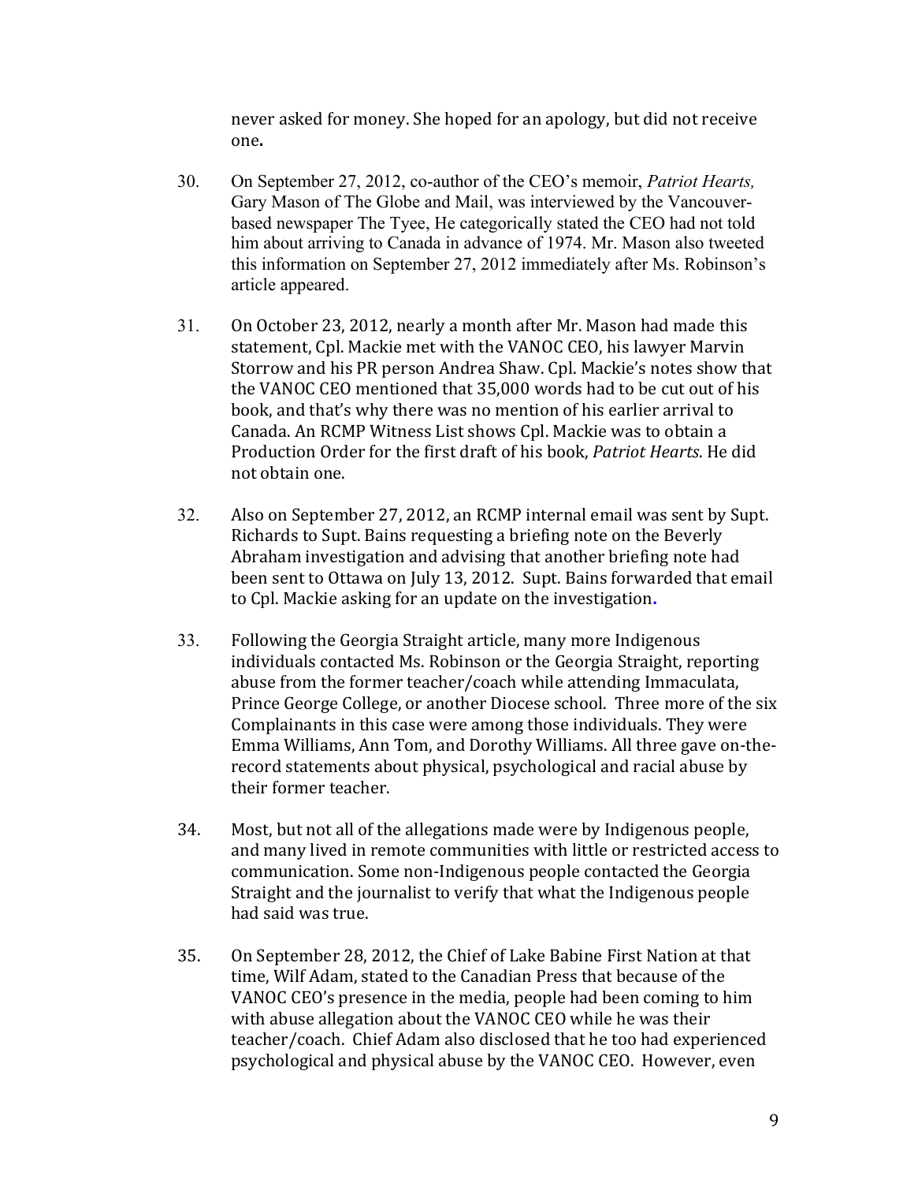never asked for money. She hoped for an apology, but did not receive one**.**

30. On September 27, 2012, co-author of the CEO's memoir, *Patriot Hearts,* Gary Mason of The Globe and Mail, was interviewed by the Vancouver-based newspaper The Tyee, He categorically stated the CEO had not told him about arriving to Canada in advance of 1974. Mr. Mason also tweeted this information on September 27, 2012 immediately after Ms. Robinson's article appeared.

31. On October 23, 2012, nearly a month after Mr. Mason had made this statement, Cpl. Mackie met with the VANOC CEO, his lawyer Marvin Storrow and his PR person Andrea Shaw. Cpl. Mackie's notes show that the VANOC CEO mentioned that 35,000 words had to be cut out of his book, and that's why there was no mention of his earlier arrival to Canada. An RCMP Witness List shows Cpl. Mackie was to obtain a Production Order for the first draft of his book, *Patriot Hearts*. He did not obtain one.

32. Also on September 27, 2012, an RCMP internal email was sent by Supt. Richards to Supt. Bains requesting a briefing note on the Beverly Abraham investigation and advising that another briefing note had been sent to Ottawa on July 13, 2012. Supt. Bains forwarded that email to Cpl. Mackie asking for an update on the investigation.

33. Following the Georgia Straight article, many more Indigenous individuals contacted Ms. Robinson or the Georgia Straight, reporting abuse from the former teacher/coach while attending Immaculata, Prince George College, or another Diocese school. Three more of the six Complainants in this case were among those individuals. They were Emma Williams, Ann Tom, and Dorothy Williams. All three gave on-the-record statements about physical, psychological and racial abuse by their former teacher.

34. Most, but not all of the allegations made were by Indigenous people, and many lived in remote communities with little or restricted access to communication. Some non-Indigenous people contacted the Georgia Straight and the journalist to verify that what the Indigenous people had said was true.

35. On September 28, 2012, the Chief of Lake Babine First Nation at that time, Wilf Adam, stated to the Canadian Press that because of the VANOC CEO's presence in the media, people had been coming to him with abuse allegation about the VANOC CEO while he was their teacher/coach. Chief Adam also disclosed that he too had experienced psychological and physical abuse by the VANOC CEO. However, even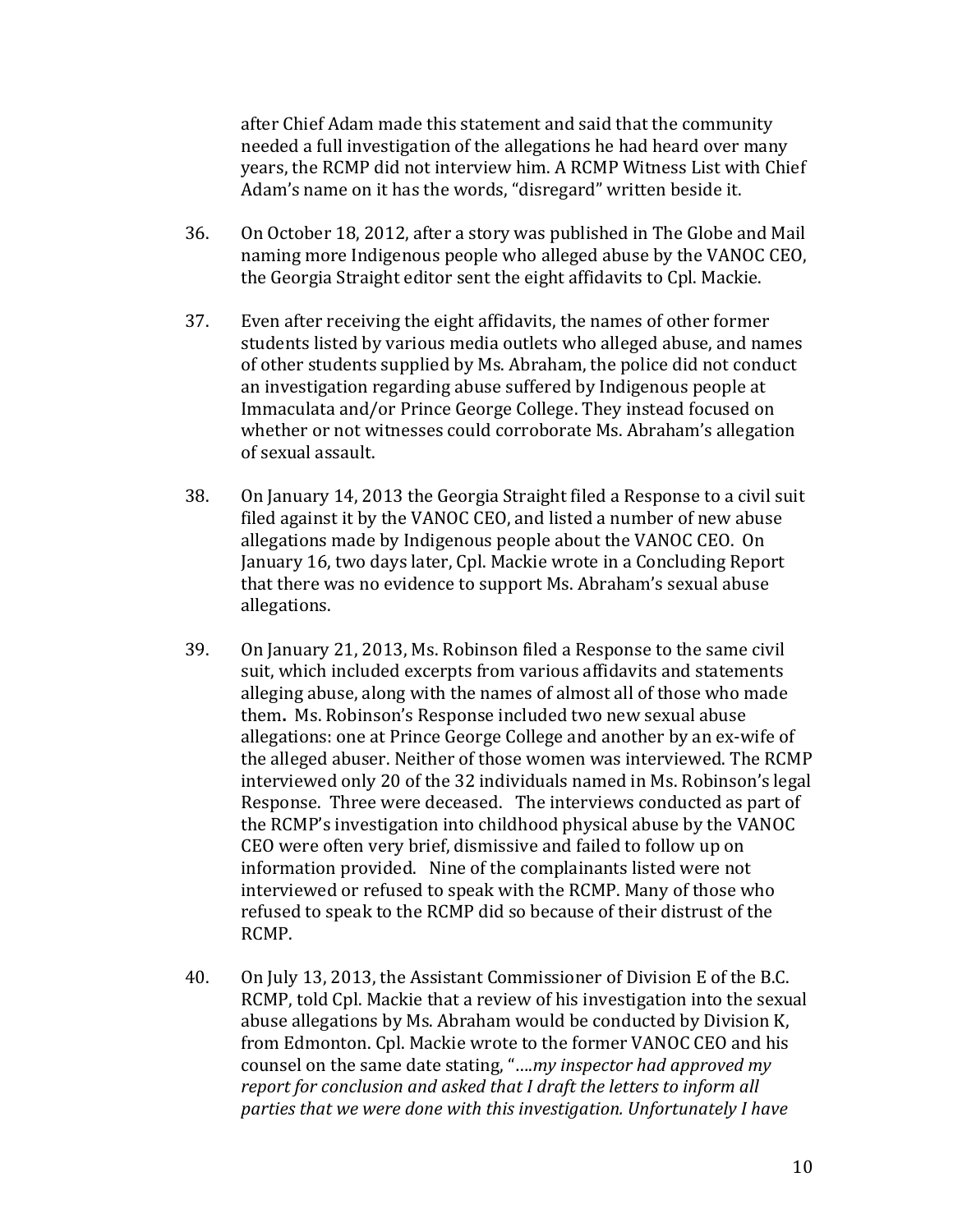after Chief Adam made this statement and said that the community needed a full investigation of the allegations he had heard over many years, the RCMP did not interview him. A RCMP Witness List with Chief Adam's name on it has the words, "disregard" written beside it.

36. On October 18, 2012, after a story was published in The Globe and Mail naming more Indigenous people who alleged abuse by the VANOC CEO, the Georgia Straight editor sent the eight affidavits to Cpl. Mackie.

37. Even after receiving the eight affidavits, the names of other former students listed by various media outlets who alleged abuse, and names of other students supplied by Ms. Abraham, the police did not conduct an investigation regarding abuse suffered by Indigenous people at Immaculata and/or Prince George College. They instead focused on whether or not witnesses could corroborate Ms. Abraham's allegation of sexual assault.

38. On January 14, 2013 the Georgia Straight filed a Response to a civil suit filed against it by the VANOC CEO, and listed a number of new abuse allegations made by Indigenous people about the VANOC CEO. On January 16, two days later, Cpl. Mackie wrote in a Concluding Report that there was no evidence to support Ms. Abraham's sexual abuse allegations.

39. On January 21, 2013, Ms. Robinson filed a Response to the same civil suit, which included excerpts from various affidavits and statements alleging abuse, along with the names of almost all of those who made them**.** Ms. Robinson's Response included two new sexual abuse allegations: one at Prince George College and another by an ex-wife of the alleged abuser. Neither of those women was interviewed. The RCMP interviewed only 20 of the 32 individuals named in Ms. Robinson's legal Response. Three were deceased. The interviews conducted as part of the RCMP's investigation into childhood physical abuse by the VANOC CEO were often very brief, dismissive and failed to follow up on information provided. Nine of the complainants listed were not interviewed or refused to speak with the RCMP. Many of those who refused to speak to the RCMP did so because of their distrust of the RCMP.

40. On July 13, 2013, the Assistant Commissioner of Division E of the B.C. RCMP, told Cpl. Mackie that a review of his investigation into the sexual abuse allegations by Ms. Abraham would be conducted by Division K, from Edmonton. Cpl. Mackie wrote to the former VANOC CEO and his counsel on the same date stating, "*….my inspector had approved my report for conclusion and asked that I draft the letters to inform all parties that we were done with this investigation. Unfortunately I have*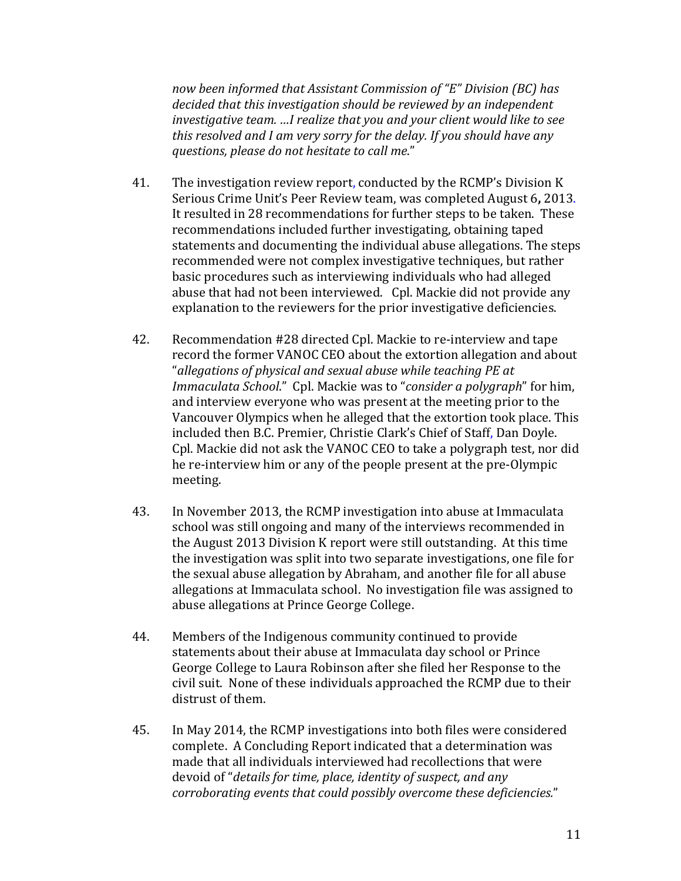*now been informed that Assistant Commission of "E" Division (BC) has decided that this investigation should be reviewed by an independent investigative team. …I realize that you and your client would like to see this resolved and I am very sorry for the delay. If you should have any questions, please do not hesitate to call me*."

41. The investigation review report, conducted by the RCMP's Division K Serious Crime Unit's Peer Review team, was completed August 6**,** 2013. It resulted in 28 recommendations for further steps to be taken. These recommendations included further investigating, obtaining taped statements and documenting the individual abuse allegations. The steps recommended were not complex investigative techniques, but rather basic procedures such as interviewing individuals who had alleged abuse that had not been interviewed. Cpl. Mackie did not provide any explanation to the reviewers for the prior investigative deficiencies.

42. Recommendation #28 directed Cpl. Mackie to re-interview and tape record the former VANOC CEO about the extortion allegation and about "*allegations of physical and sexual abuse while teaching PE at Immaculata School*." Cpl. Mackie was to "*consider a polygraph*" for him, and interview everyone who was present at the meeting prior to the Vancouver Olympics when he alleged that the extortion took place. This included then B.C. Premier, Christie Clark's Chief of Staff, Dan Doyle. Cpl. Mackie did not ask the VANOC CEO to take a polygraph test, nor did he re-interview him or any of the people present at the pre-Olympic meeting.

43. In November 2013, the RCMP investigation into abuse at Immaculata school was still ongoing and many of the interviews recommended in the August 2013 Division K report were still outstanding. At this time the investigation was split into two separate investigations, one file for the sexual abuse allegation by Abraham, and another file for all abuse allegations at Immaculata school. No investigation file was assigned to abuse allegations at Prince George College.

44. Members of the Indigenous community continued to provide statements about their abuse at Immaculata day school or Prince George College to Laura Robinson after she filed her Response to the civil suit. None of these individuals approached the RCMP due to their distrust of them.

45. In May 2014, the RCMP investigations into both files were considered complete. A Concluding Report indicated that a determination was made that all individuals interviewed had recollections that were devoid of "*details for time, place, identity of suspect, and any corroborating events that could possibly overcome these deficiencies.*"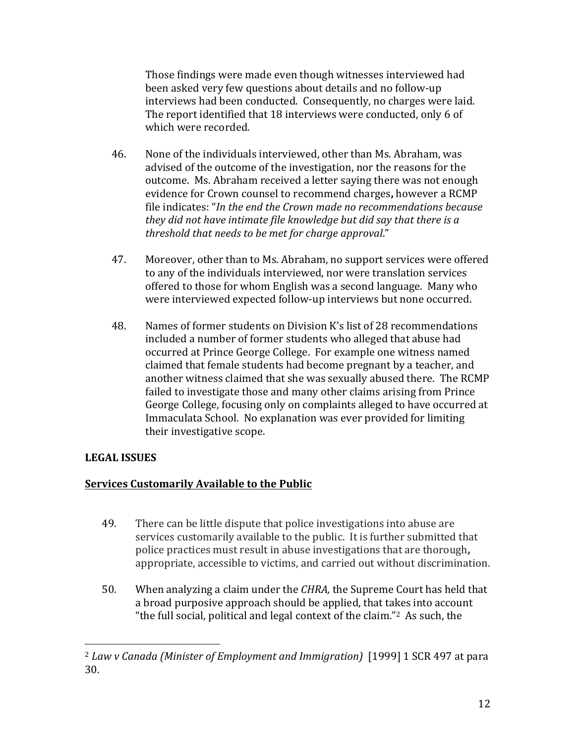Those findings were made even though witnesses interviewed had been asked very few questions about details and no follow-up interviews had been conducted. Consequently, no charges were laid. The report identified that 18 interviews were conducted, only 6 of which were recorded.

46. None of the individuals interviewed, other than Ms. Abraham, was advised of the outcome of the investigation, nor the reasons for the outcome. Ms. Abraham received a letter saying there was not enough evidence for Crown counsel to recommend charges**,** however a RCMP file indicates: "*In the end the Crown made no recommendations because they did not have intimate file knowledge but did say that there is a threshold that needs to be met for charge approval*."

47. Moreover, other than to Ms. Abraham, no support services were offered to any of the individuals interviewed, nor were translation services offered to those for whom English was a second language. Many who were interviewed expected follow-up interviews but none occurred.

48. Names of former students on Division K's list of 28 recommendations included a number of former students who alleged that abuse had occurred at Prince George College. For example one witness named claimed that female students had become pregnant by a teacher, and another witness claimed that she was sexually abused there. The RCMP failed to investigate those and many other claims arising from Prince George College, focusing only on complaints alleged to have occurred at Immaculata School. No explanation was ever provided for limiting their investigative scope.

**LEGAL ISSUES**

**Services Customarily Available to the Public**

49. There can be little dispute that police investigations into abuse are services customarily available to the public. It is further submitted that police practices must result in abuse investigations that are thorough**,** appropriate, accessible to victims, and carried out without discrimination.

50. When analyzing a claim under the *CHRA,* the Supreme Court has held that a broad purposive approach should be applied, that takes into account "the full social, political and legal context of the claim."[2] As such, the

---

[2] *Law v Canada (Minister of Employment and Immigration)* [1999] 1 SCR 497 at para 30.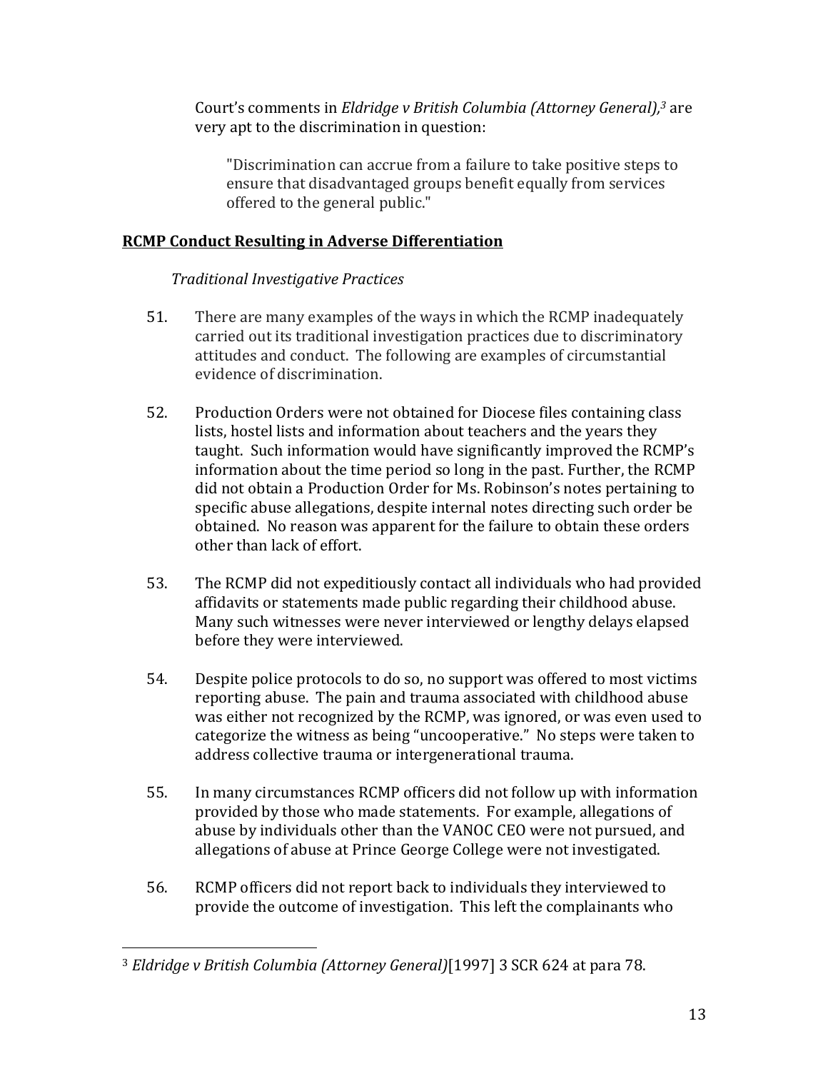Court's comments in *Eldridge v British Columbia (Attorney General),*[3] are very apt to the discrimination in question:

> "Discrimination can accrue from a failure to take positive steps to ensure that disadvantaged groups benefit equally from services offered to the general public."

**RCMP Conduct Resulting in Adverse Differentiation**

*Traditional Investigative Practices*

51. There are many examples of the ways in which the RCMP inadequately carried out its traditional investigation practices due to discriminatory attitudes and conduct. The following are examples of circumstantial evidence of discrimination.

52. Production Orders were not obtained for Diocese files containing class lists, hostel lists and information about teachers and the years they taught. Such information would have significantly improved the RCMP's information about the time period so long in the past. Further, the RCMP did not obtain a Production Order for Ms. Robinson's notes pertaining to specific abuse allegations, despite internal notes directing such order be obtained. No reason was apparent for the failure to obtain these orders other than lack of effort.

53. The RCMP did not expeditiously contact all individuals who had provided affidavits or statements made public regarding their childhood abuse. Many such witnesses were never interviewed or lengthy delays elapsed before they were interviewed.

54. Despite police protocols to do so, no support was offered to most victims reporting abuse. The pain and trauma associated with childhood abuse was either not recognized by the RCMP, was ignored, or was even used to categorize the witness as being "uncooperative." No steps were taken to address collective trauma or intergenerational trauma.

55. In many circumstances RCMP officers did not follow up with information provided by those who made statements. For example, allegations of abuse by individuals other than the VANOC CEO were not pursued, and allegations of abuse at Prince George College were not investigated.

56. RCMP officers did not report back to individuals they interviewed to provide the outcome of investigation. This left the complainants who

---

[3] *Eldridge v British Columbia (Attorney General)*[1997] 3 SCR 624 at para 78.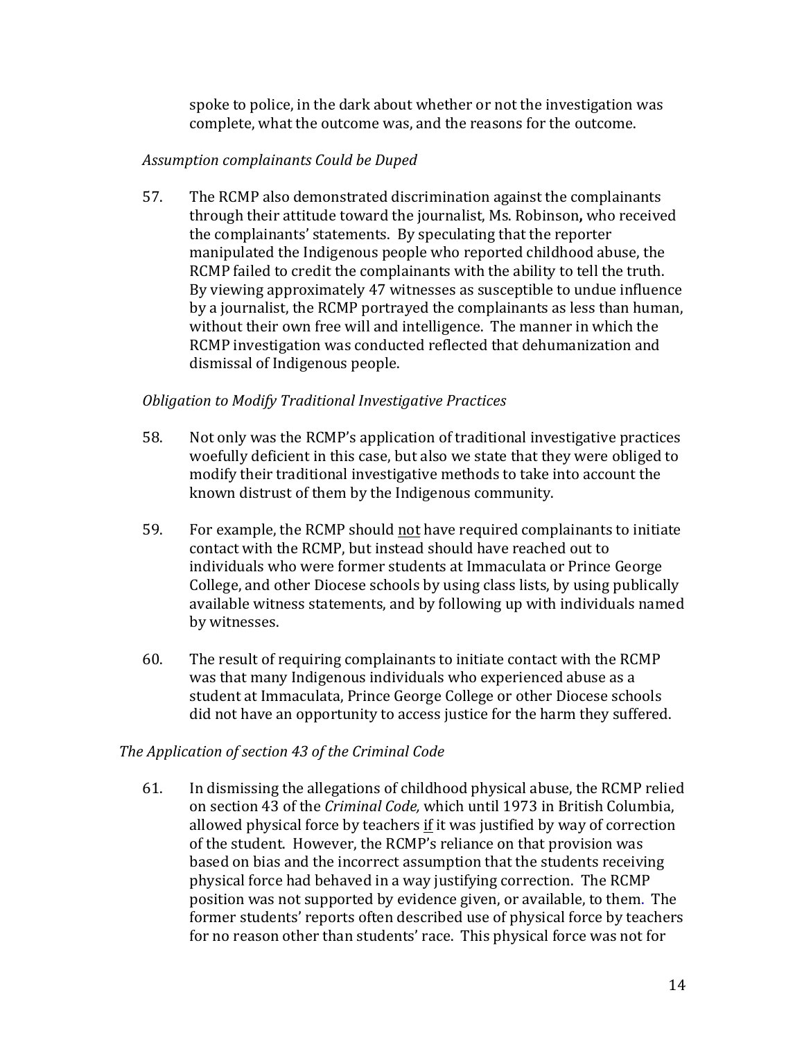spoke to police, in the dark about whether or not the investigation was complete, what the outcome was, and the reasons for the outcome.

*Assumption complainants Could be Duped*

57. The RCMP also demonstrated discrimination against the complainants through their attitude toward the journalist, Ms. Robinson**,** who received the complainants' statements. By speculating that the reporter manipulated the Indigenous people who reported childhood abuse, the RCMP failed to credit the complainants with the ability to tell the truth. By viewing approximately 47 witnesses as susceptible to undue influence by a journalist, the RCMP portrayed the complainants as less than human, without their own free will and intelligence. The manner in which the RCMP investigation was conducted reflected that dehumanization and dismissal of Indigenous people.

*Obligation to Modify Traditional Investigative Practices*

58. Not only was the RCMP's application of traditional investigative practices woefully deficient in this case, but also we state that they were obliged to modify their traditional investigative methods to take into account the known distrust of them by the Indigenous community.

59. For example, the RCMP should <u>not</u> have required complainants to initiate contact with the RCMP, but instead should have reached out to individuals who were former students at Immaculata or Prince George College, and other Diocese schools by using class lists, by using publically available witness statements, and by following up with individuals named by witnesses.

60. The result of requiring complainants to initiate contact with the RCMP was that many Indigenous individuals who experienced abuse as a student at Immaculata, Prince George College or other Diocese schools did not have an opportunity to access justice for the harm they suffered.

*The Application of section 43 of the Criminal Code*

61. In dismissing the allegations of childhood physical abuse, the RCMP relied on section 43 of the *Criminal Code,* which until 1973 in British Columbia, allowed physical force by teachers <u>if</u> it was justified by way of correction of the student. However, the RCMP's reliance on that provision was based on bias and the incorrect assumption that the students receiving physical force had behaved in a way justifying correction. The RCMP position was not supported by evidence given, or available, to them. The former students' reports often described use of physical force by teachers for no reason other than students' race. This physical force was not for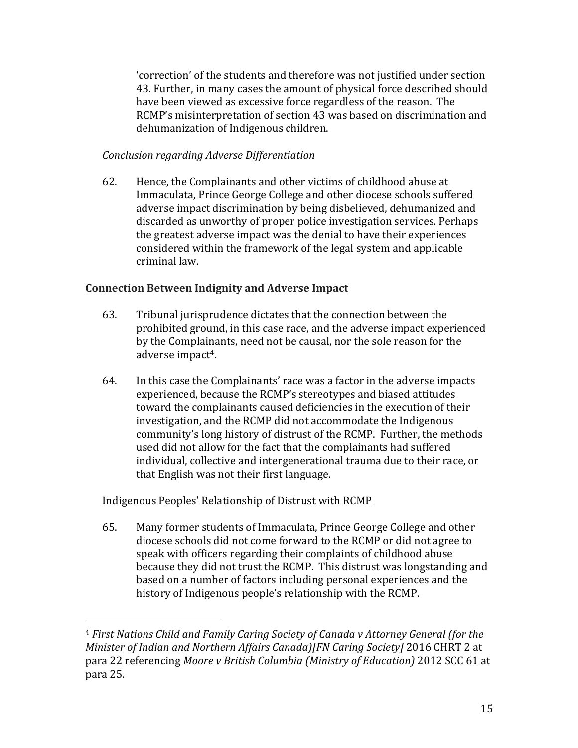'correction' of the students and therefore was not justified under section 43. Further, in many cases the amount of physical force described should have been viewed as excessive force regardless of the reason. The RCMP's misinterpretation of section 43 was based on discrimination and dehumanization of Indigenous children.

*Conclusion regarding Adverse Differentiation*

62. Hence, the Complainants and other victims of childhood abuse at Immaculata, Prince George College and other diocese schools suffered adverse impact discrimination by being disbelieved, dehumanized and discarded as unworthy of proper police investigation services. Perhaps the greatest adverse impact was the denial to have their experiences considered within the framework of the legal system and applicable criminal law.

**<u>Connection Between Indignity and Adverse Impact</u>**

63. Tribunal jurisprudence dictates that the connection between the prohibited ground, in this case race, and the adverse impact experienced by the Complainants, need not be causal, nor the sole reason for the adverse impact[4].

64. In this case the Complainants' race was a factor in the adverse impacts experienced, because the RCMP's stereotypes and biased attitudes toward the complainants caused deficiencies in the execution of their investigation, and the RCMP did not accommodate the Indigenous community's long history of distrust of the RCMP. Further, the methods used did not allow for the fact that the complainants had suffered individual, collective and intergenerational trauma due to their race, or that English was not their first language.

<u>Indigenous Peoples' Relationship of Distrust with RCMP</u>

65. Many former students of Immaculata, Prince George College and other diocese schools did not come forward to the RCMP or did not agree to speak with officers regarding their complaints of childhood abuse because they did not trust the RCMP. This distrust was longstanding and based on a number of factors including personal experiences and the history of Indigenous people's relationship with the RCMP.

---

[4] *First Nations Child and Family Caring Society of Canada v Attorney General (for the Minister of Indian and Northern Affairs Canada)[FN Caring Society]* 2016 CHRT 2 at para 22 referencing *Moore v British Columbia (Ministry of Education)* 2012 SCC 61 at para 25.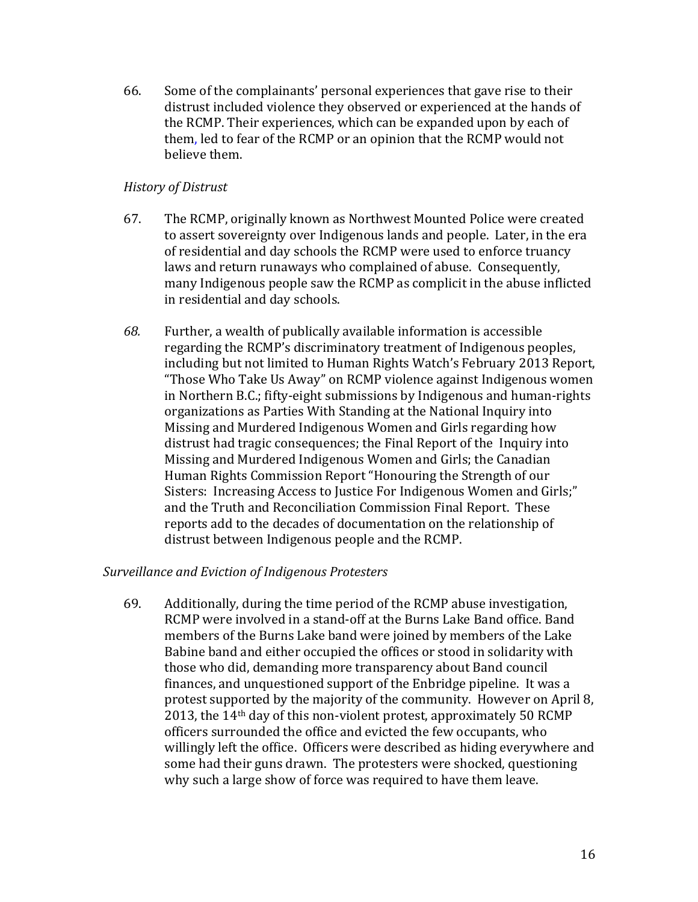66. Some of the complainants' personal experiences that gave rise to their distrust included violence they observed or experienced at the hands of the RCMP. Their experiences, which can be expanded upon by each of them, led to fear of the RCMP or an opinion that the RCMP would not believe them.

*History of Distrust*

67. The RCMP, originally known as Northwest Mounted Police were created to assert sovereignty over Indigenous lands and people. Later, in the era of residential and day schools the RCMP were used to enforce truancy laws and return runaways who complained of abuse. Consequently, many Indigenous people saw the RCMP as complicit in the abuse inflicted in residential and day schools.

*68.* Further, a wealth of publically available information is accessible regarding the RCMP's discriminatory treatment of Indigenous peoples, including but not limited to Human Rights Watch's February 2013 Report, "Those Who Take Us Away" on RCMP violence against Indigenous women in Northern B.C.; fifty-eight submissions by Indigenous and human-rights organizations as Parties With Standing at the National Inquiry into Missing and Murdered Indigenous Women and Girls regarding how distrust had tragic consequences; the Final Report of the Inquiry into Missing and Murdered Indigenous Women and Girls; the Canadian Human Rights Commission Report "Honouring the Strength of our Sisters: Increasing Access to Justice For Indigenous Women and Girls;" and the Truth and Reconciliation Commission Final Report. These reports add to the decades of documentation on the relationship of distrust between Indigenous people and the RCMP.

*Surveillance and Eviction of Indigenous Protesters*

69. Additionally, during the time period of the RCMP abuse investigation, RCMP were involved in a stand-off at the Burns Lake Band office. Band members of the Burns Lake band were joined by members of the Lake Babine band and either occupied the offices or stood in solidarity with those who did, demanding more transparency about Band council finances, and unquestioned support of the Enbridge pipeline. It was a protest supported by the majority of the community. However on April 8, 2013, the 14th day of this non-violent protest, approximately 50 RCMP officers surrounded the office and evicted the few occupants, who willingly left the office. Officers were described as hiding everywhere and some had their guns drawn. The protesters were shocked, questioning why such a large show of force was required to have them leave.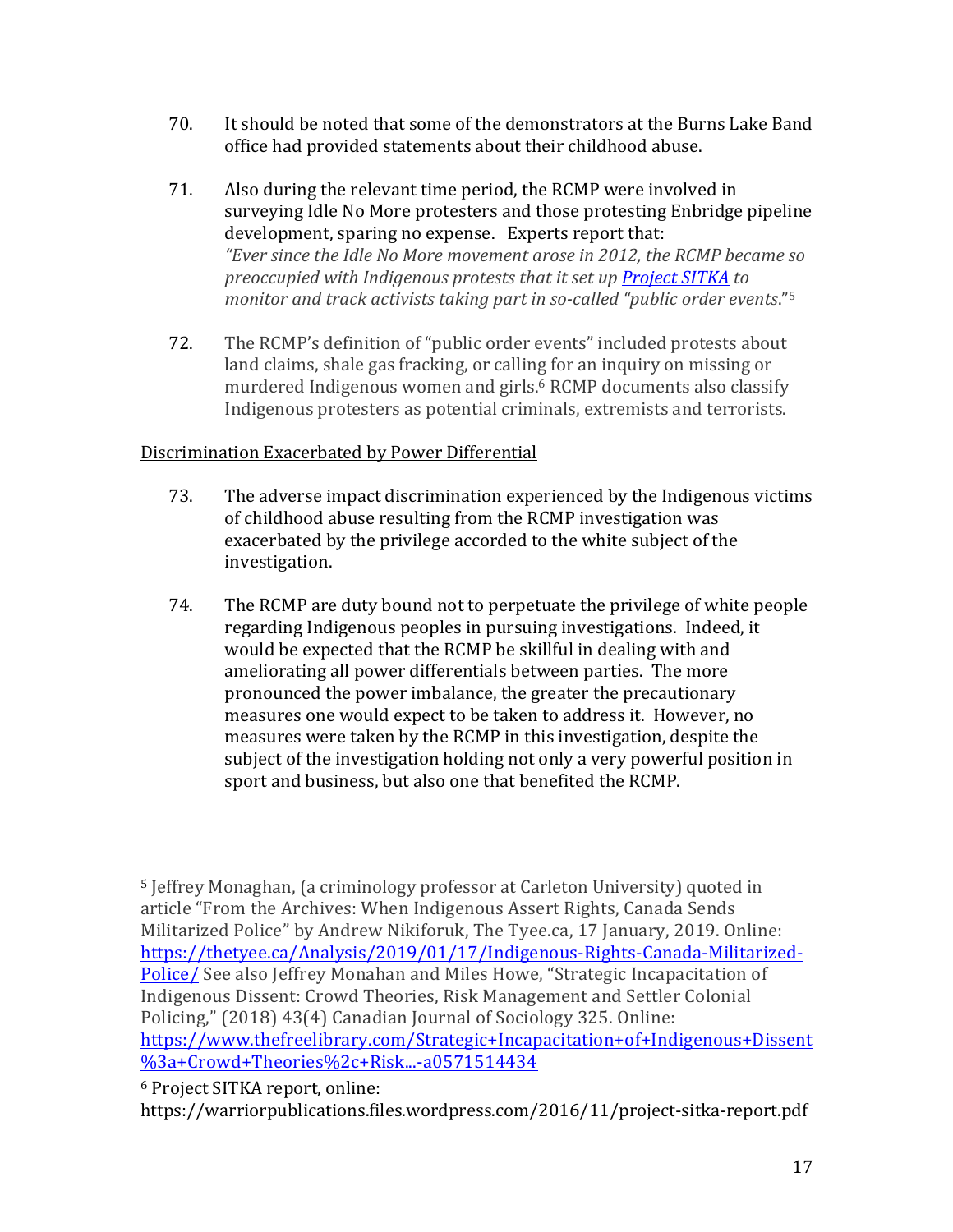70. It should be noted that some of the demonstrators at the Burns Lake Band office had provided statements about their childhood abuse.

71. Also during the relevant time period, the RCMP were involved in surveying Idle No More protesters and those protesting Enbridge pipeline development, sparing no expense. Experts report that: *"Ever since the Idle No More movement arose in 2012, the RCMP became so preoccupied with Indigenous protests that it set up [Project SITKA](#) to monitor and track activists taking part in so-called "public order events*."[5]

72. The RCMP's definition of "public order events" included protests about land claims, shale gas fracking, or calling for an inquiry on missing or murdered Indigenous women and girls.[6] RCMP documents also classify Indigenous protesters as potential criminals, extremists and terrorists.

Discrimination Exacerbated by Power Differential

73. The adverse impact discrimination experienced by the Indigenous victims of childhood abuse resulting from the RCMP investigation was exacerbated by the privilege accorded to the white subject of the investigation.

74. The RCMP are duty bound not to perpetuate the privilege of white people regarding Indigenous peoples in pursuing investigations. Indeed, it would be expected that the RCMP be skillful in dealing with and ameliorating all power differentials between parties. The more pronounced the power imbalance, the greater the precautionary measures one would expect to be taken to address it. However, no measures were taken by the RCMP in this investigation, despite the subject of the investigation holding not only a very powerful position in sport and business, but also one that benefited the RCMP.

---

[5] Jeffrey Monaghan, (a criminology professor at Carleton University) quoted in article "From the Archives: When Indigenous Assert Rights, Canada Sends Militarized Police" by Andrew Nikiforuk, The Tyee.ca, 17 January, 2019. Online: https://thetyee.ca/Analysis/2019/01/17/Indigenous-Rights-Canada-Militarized-Police/ See also Jeffrey Monahan and Miles Howe, "Strategic Incapacitation of Indigenous Dissent: Crowd Theories, Risk Management and Settler Colonial Policing," (2018) 43(4) Canadian Journal of Sociology 325. Online: https://www.thefreelibrary.com/Strategic+Incapacitation+of+Indigenous+Dissent%3a+Crowd+Theories%2c+Risk...-a0571514434

[6] Project SITKA report, online: https://warriorpublications.files.wordpress.com/2016/11/project-sitka-report.pdf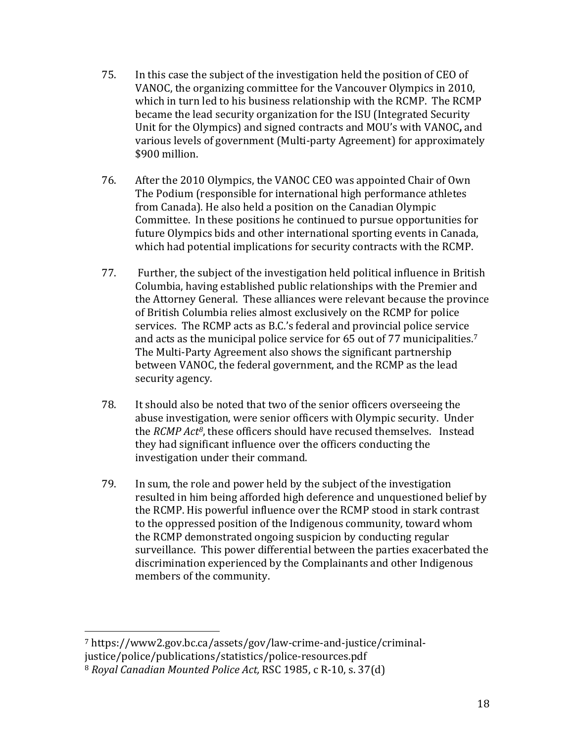75. In this case the subject of the investigation held the position of CEO of VANOC, the organizing committee for the Vancouver Olympics in 2010, which in turn led to his business relationship with the RCMP. The RCMP became the lead security organization for the ISU (Integrated Security Unit for the Olympics) and signed contracts and MOU's with VANOC**,** and various levels of government (Multi-party Agreement) for approximately $900 million.

76. After the 2010 Olympics, the VANOC CEO was appointed Chair of Own The Podium (responsible for international high performance athletes from Canada). He also held a position on the Canadian Olympic Committee. In these positions he continued to pursue opportunities for future Olympics bids and other international sporting events in Canada, which had potential implications for security contracts with the RCMP.

77. Further, the subject of the investigation held political influence in British Columbia, having established public relationships with the Premier and the Attorney General. These alliances were relevant because the province of British Columbia relies almost exclusively on the RCMP for police services. The RCMP acts as B.C.'s federal and provincial police service and acts as the municipal police service for 65 out of 77 municipalities.[7] The Multi-Party Agreement also shows the significant partnership between VANOC, the federal government, and the RCMP as the lead security agency.

78. It should also be noted that two of the senior officers overseeing the abuse investigation, were senior officers with Olympic security. Under the *RCMP Act*[8], these officers should have recused themselves. Instead they had significant influence over the officers conducting the investigation under their command.

79. In sum, the role and power held by the subject of the investigation resulted in him being afforded high deference and unquestioned belief by the RCMP. His powerful influence over the RCMP stood in stark contrast to the oppressed position of the Indigenous community, toward whom the RCMP demonstrated ongoing suspicion by conducting regular surveillance. This power differential between the parties exacerbated the discrimination experienced by the Complainants and other Indigenous members of the community.

---

[7] https://www2.gov.bc.ca/assets/gov/law-crime-and-justice/criminal-justice/police/publications/statistics/police-resources.pdf

[8] *Royal Canadian Mounted Police Act,* RSC 1985, c R-10, s. 37(d)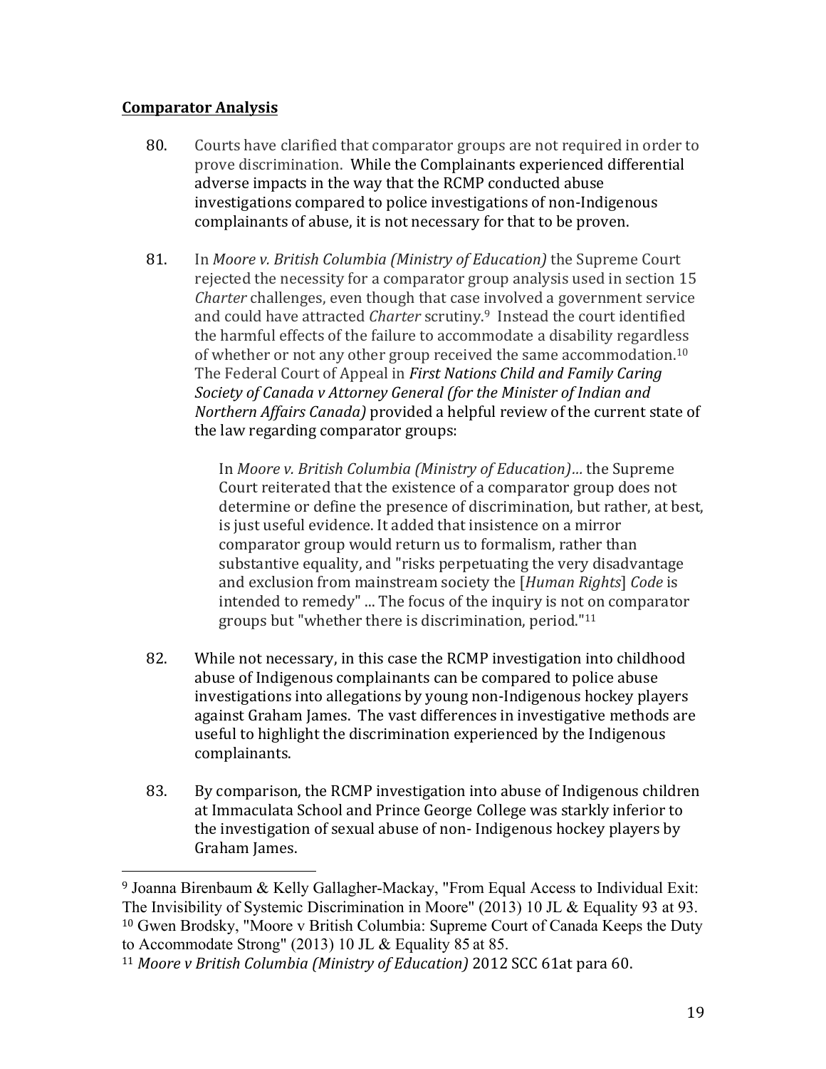**Comparator Analysis**

80. Courts have clarified that comparator groups are not required in order to prove discrimination. While the Complainants experienced differential adverse impacts in the way that the RCMP conducted abuse investigations compared to police investigations of non-Indigenous complainants of abuse, it is not necessary for that to be proven.

81. In *Moore v. British Columbia (Ministry of Education)* the Supreme Court rejected the necessity for a comparator group analysis used in section 15 *Charter* challenges, even though that case involved a government service and could have attracted *Charter* scrutiny.[9] Instead the court identified the harmful effects of the failure to accommodate a disability regardless of whether or not any other group received the same accommodation.[10] The Federal Court of Appeal in *First Nations Child and Family Caring Society of Canada v Attorney General (for the Minister of Indian and Northern Affairs Canada)* provided a helpful review of the current state of the law regarding comparator groups:

> In *Moore v. British Columbia (Ministry of Education)*… the Supreme Court reiterated that the existence of a comparator group does not determine or define the presence of discrimination, but rather, at best, is just useful evidence. It added that insistence on a mirror comparator group would return us to formalism, rather than substantive equality, and "risks perpetuating the very disadvantage and exclusion from mainstream society the [*Human Rights*] *Code* is intended to remedy" ... The focus of the inquiry is not on comparator groups but "whether there is discrimination, period."[11]

82. While not necessary, in this case the RCMP investigation into childhood abuse of Indigenous complainants can be compared to police abuse investigations into allegations by young non-Indigenous hockey players against Graham James. The vast differences in investigative methods are useful to highlight the discrimination experienced by the Indigenous complainants.

83. By comparison, the RCMP investigation into abuse of Indigenous children at Immaculata School and Prince George College was starkly inferior to the investigation of sexual abuse of non- Indigenous hockey players by Graham James.

---

[9] Joanna Birenbaum & Kelly Gallagher-Mackay, "From Equal Access to Individual Exit: The Invisibility of Systemic Discrimination in Moore" (2013) 10 JL & Equality 93 at 93.

[10] Gwen Brodsky, "Moore v British Columbia: Supreme Court of Canada Keeps the Duty to Accommodate Strong" (2013) 10 JL & Equality 85 at 85.

[11] *Moore v British Columbia (Ministry of Education)* 2012 SCC 61at para 60.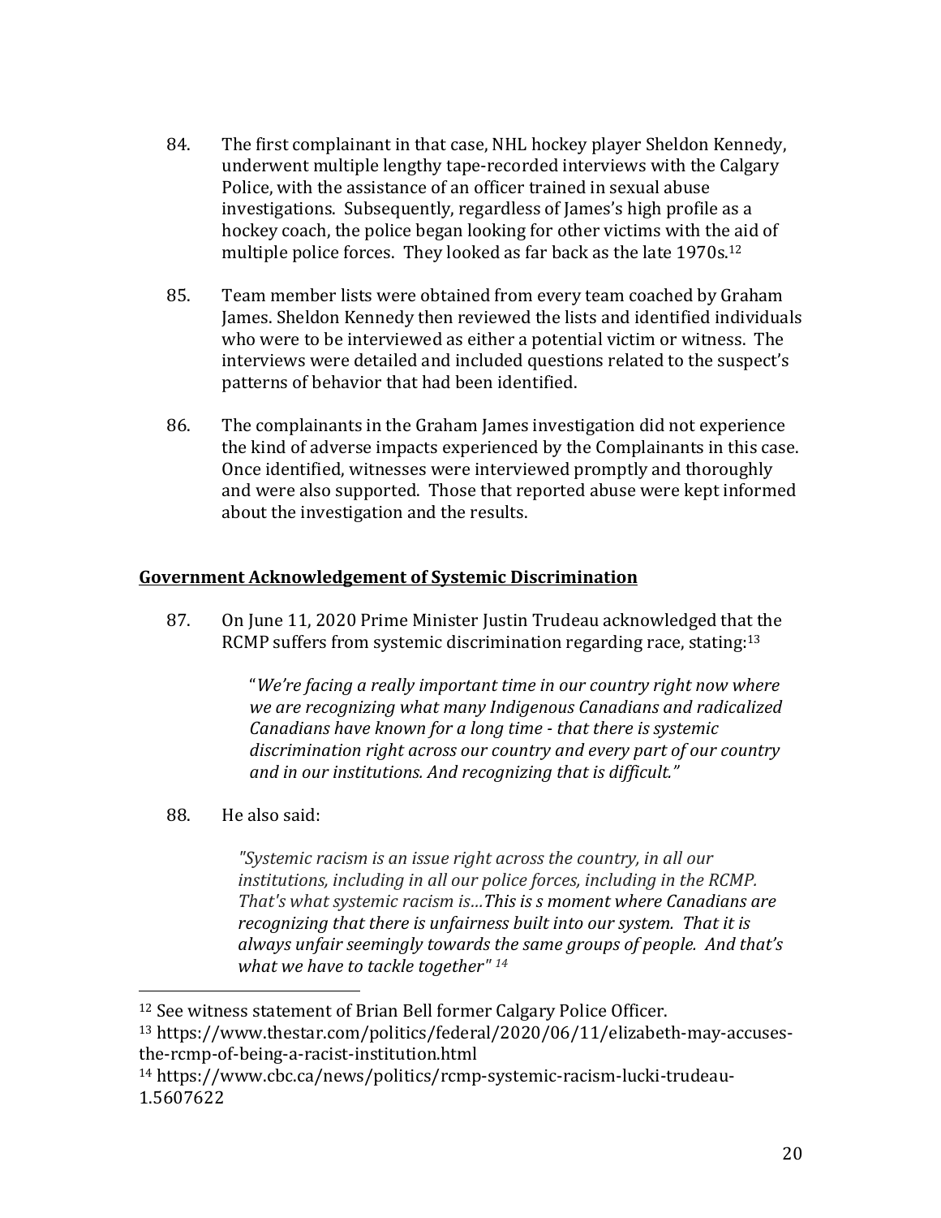84. The first complainant in that case, NHL hockey player Sheldon Kennedy, underwent multiple lengthy tape-recorded interviews with the Calgary Police, with the assistance of an officer trained in sexual abuse investigations. Subsequently, regardless of James's high profile as a hockey coach, the police began looking for other victims with the aid of multiple police forces. They looked as far back as the late 1970s.[12]

85. Team member lists were obtained from every team coached by Graham James. Sheldon Kennedy then reviewed the lists and identified individuals who were to be interviewed as either a potential victim or witness. The interviews were detailed and included questions related to the suspect's patterns of behavior that had been identified.

86. The complainants in the Graham James investigation did not experience the kind of adverse impacts experienced by the Complainants in this case. Once identified, witnesses were interviewed promptly and thoroughly and were also supported. Those that reported abuse were kept informed about the investigation and the results.

**Government Acknowledgement of Systemic Discrimination**

87. On June 11, 2020 Prime Minister Justin Trudeau acknowledged that the RCMP suffers from systemic discrimination regarding race, stating:[13]

> "*We're facing a really important time in our country right now where we are recognizing what many Indigenous Canadians and radicalized Canadians have known for a long time - that there is systemic discrimination right across our country and every part of our country and in our institutions. And recognizing that is difficult.*"

88. He also said:

> *"Systemic racism is an issue right across the country, in all our institutions, including in all our police forces, including in the RCMP. That's what systemic racism is…This is s moment where Canadians are recognizing that there is unfairness built into our system. That it is always unfair seemingly towards the same groups of people. And that's what we have to tackle together"* [14]

---

[12] See witness statement of Brian Bell former Calgary Police Officer.

[13] https://www.thestar.com/politics/federal/2020/06/11/elizabeth-may-accuses-the-rcmp-of-being-a-racist-institution.html

[14] https://www.cbc.ca/news/politics/rcmp-systemic-racism-lucki-trudeau-1.5607622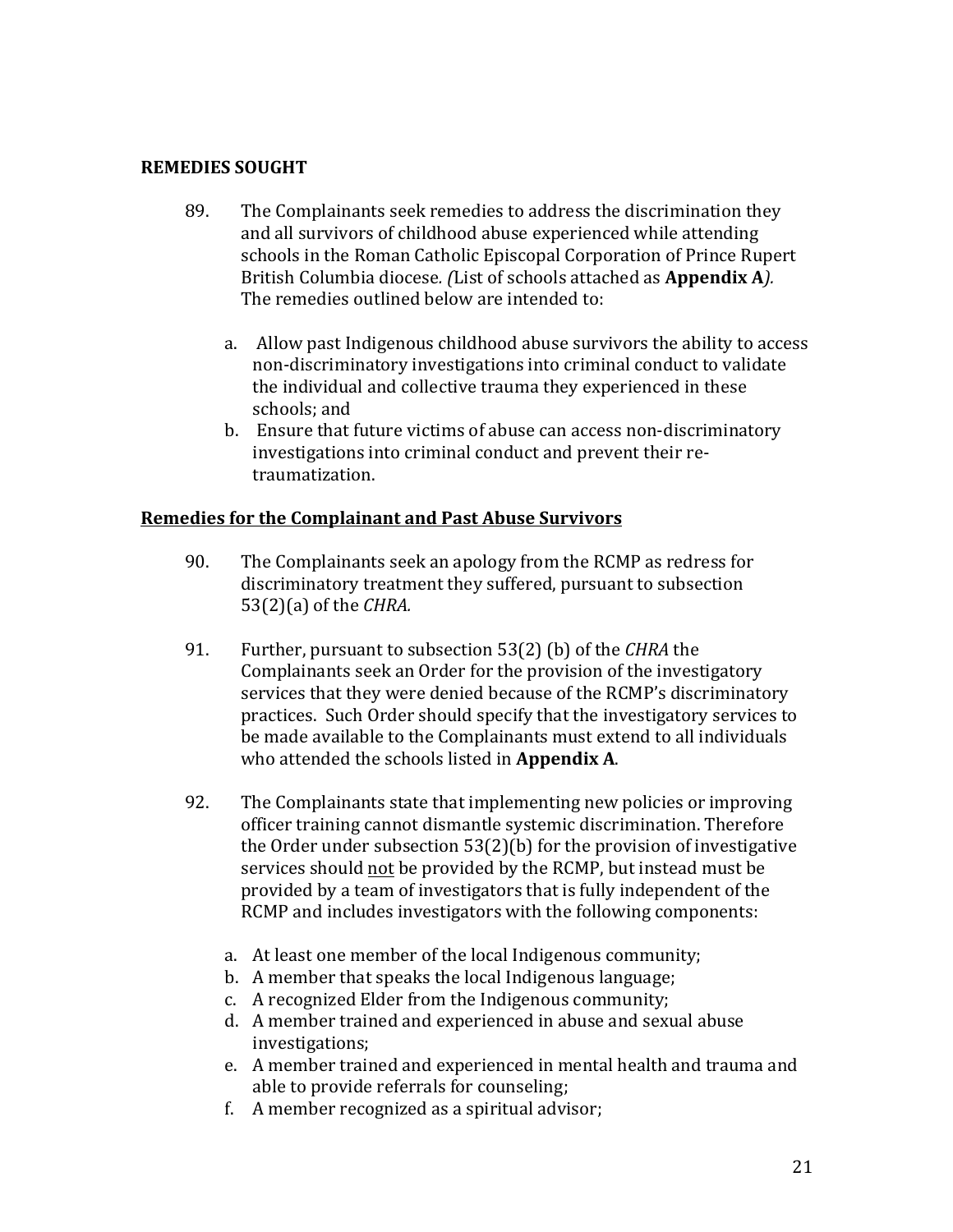**REMEDIES SOUGHT**

89. The Complainants seek remedies to address the discrimination they and all survivors of childhood abuse experienced while attending schools in the Roman Catholic Episcopal Corporation of Prince Rupert British Columbia diocese. *(*List of schools attached as **Appendix A***).* The remedies outlined below are intended to:

    a. Allow past Indigenous childhood abuse survivors the ability to access non-discriminatory investigations into criminal conduct to validate the individual and collective trauma they experienced in these schools; and
    b. Ensure that future victims of abuse can access non-discriminatory investigations into criminal conduct and prevent their re-traumatization.

**Remedies for the Complainant and Past Abuse Survivors**

90. The Complainants seek an apology from the RCMP as redress for discriminatory treatment they suffered, pursuant to subsection 53(2)(a) of the *CHRA.*

91. Further, pursuant to subsection 53(2) (b) of the *CHRA* the Complainants seek an Order for the provision of the investigatory services that they were denied because of the RCMP's discriminatory practices. Such Order should specify that the investigatory services to be made available to the Complainants must extend to all individuals who attended the schools listed in **Appendix A**.

92. The Complainants state that implementing new policies or improving officer training cannot dismantle systemic discrimination. Therefore the Order under subsection 53(2)(b) for the provision of investigative services should not be provided by the RCMP, but instead must be provided by a team of investigators that is fully independent of the RCMP and includes investigators with the following components:

    a. At least one member of the local Indigenous community;
    b. A member that speaks the local Indigenous language;
    c. A recognized Elder from the Indigenous community;
    d. A member trained and experienced in abuse and sexual abuse investigations;
    e. A member trained and experienced in mental health and trauma and able to provide referrals for counseling;
    f. A member recognized as a spiritual advisor;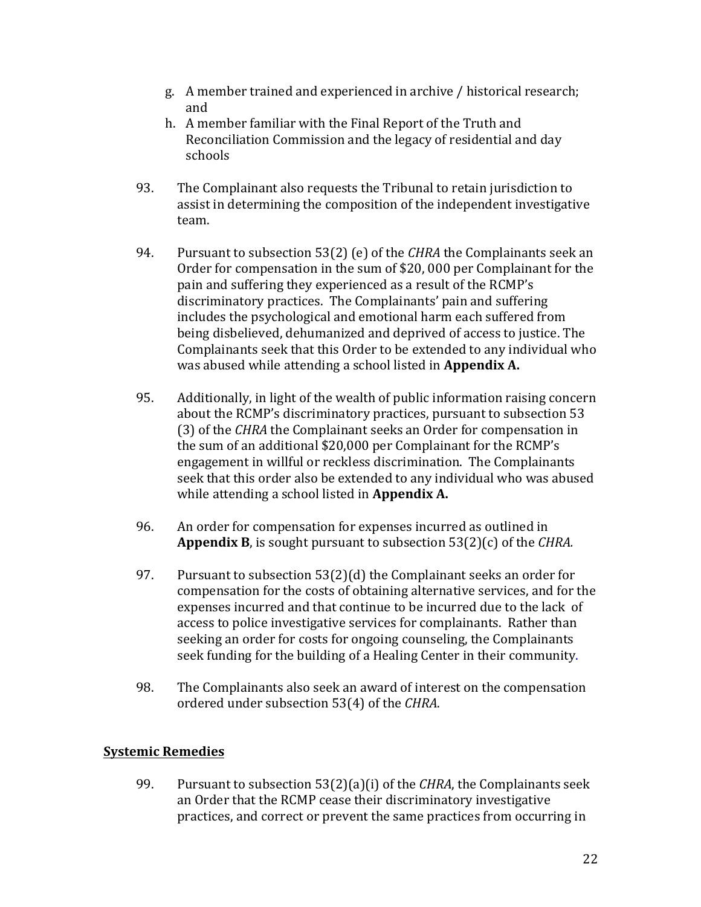g. A member trained and experienced in archive / historical research; and
h. A member familiar with the Final Report of the Truth and Reconciliation Commission and the legacy of residential and day schools

93. The Complainant also requests the Tribunal to retain jurisdiction to assist in determining the composition of the independent investigative team.

94. Pursuant to subsection 53(2) (e) of the *CHRA* the Complainants seek an Order for compensation in the sum of $20, 000 per Complainant for the pain and suffering they experienced as a result of the RCMP's discriminatory practices. The Complainants' pain and suffering includes the psychological and emotional harm each suffered from being disbelieved, dehumanized and deprived of access to justice. The Complainants seek that this Order to be extended to any individual who was abused while attending a school listed in **Appendix A.**

95. Additionally, in light of the wealth of public information raising concern about the RCMP's discriminatory practices, pursuant to subsection 53 (3) of the *CHRA* the Complainant seeks an Order for compensation in the sum of an additional $20,000 per Complainant for the RCMP's engagement in willful or reckless discrimination. The Complainants seek that this order also be extended to any individual who was abused while attending a school listed in **Appendix A.**

96. An order for compensation for expenses incurred as outlined in **Appendix B**, is sought pursuant to subsection 53(2)(c) of the *CHRA.*

97. Pursuant to subsection 53(2)(d) the Complainant seeks an order for compensation for the costs of obtaining alternative services, and for the expenses incurred and that continue to be incurred due to the lack of access to police investigative services for complainants. Rather than seeking an order for costs for ongoing counseling, the Complainants seek funding for the building of a Healing Center in their community.

98. The Complainants also seek an award of interest on the compensation ordered under subsection 53(4) of the *CHRA*.

## Systemic Remedies

99. Pursuant to subsection 53(2)(a)(i) of the *CHRA*, the Complainants seek an Order that the RCMP cease their discriminatory investigative practices, and correct or prevent the same practices from occurring in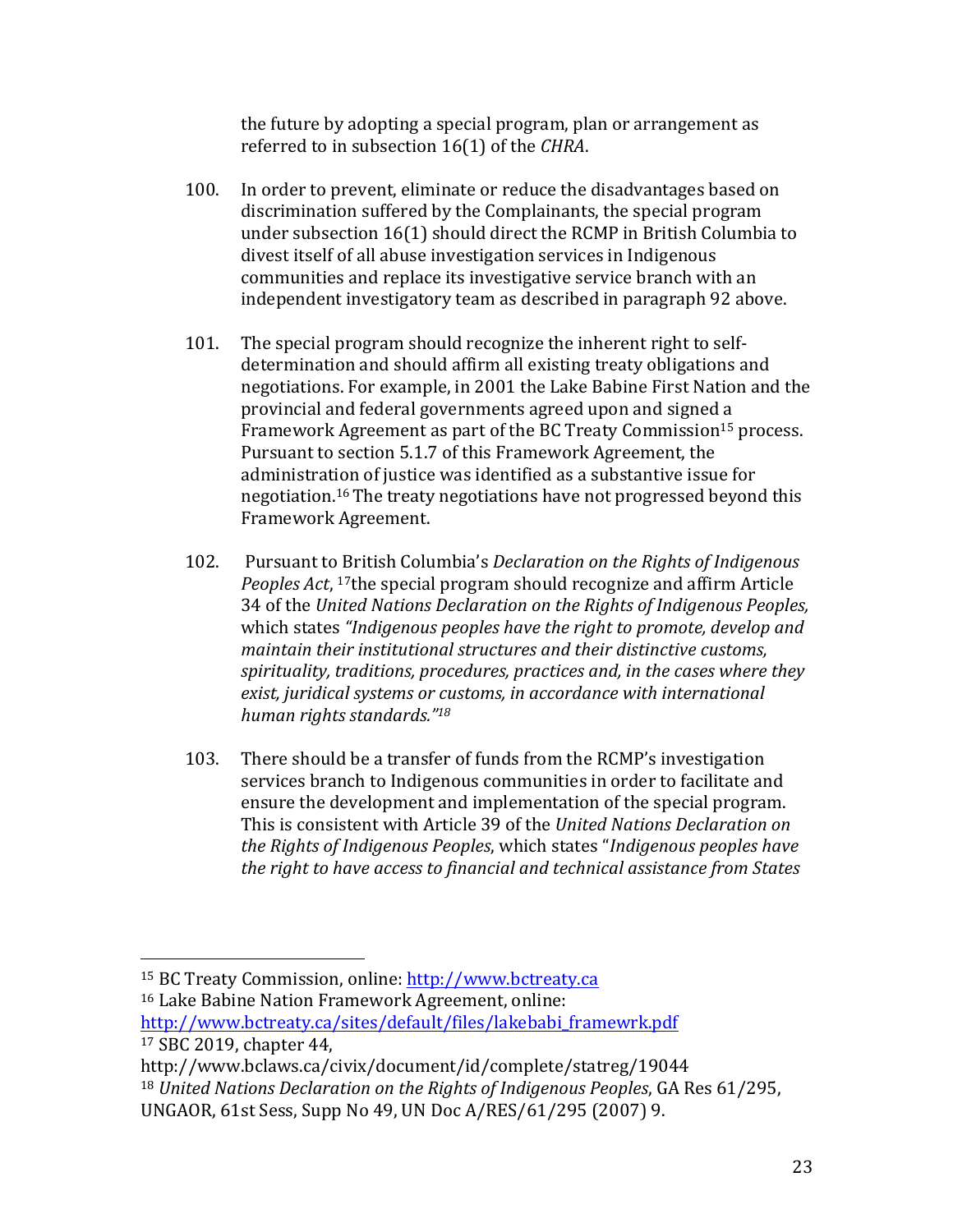the future by adopting a special program, plan or arrangement as referred to in subsection 16(1) of the *CHRA*.

100. In order to prevent, eliminate or reduce the disadvantages based on discrimination suffered by the Complainants, the special program under subsection 16(1) should direct the RCMP in British Columbia to divest itself of all abuse investigation services in Indigenous communities and replace its investigative service branch with an independent investigatory team as described in paragraph 92 above.

101. The special program should recognize the inherent right to self-determination and should affirm all existing treaty obligations and negotiations. For example, in 2001 the Lake Babine First Nation and the provincial and federal governments agreed upon and signed a Framework Agreement as part of the BC Treaty Commission[15] process. Pursuant to section 5.1.7 of this Framework Agreement, the administration of justice was identified as a substantive issue for negotiation.[16] The treaty negotiations have not progressed beyond this Framework Agreement.

102. Pursuant to British Columbia's *Declaration on the Rights of Indigenous Peoples Act*, [17]the special program should recognize and affirm Article 34 of the *United Nations Declaration on the Rights of Indigenous Peoples,* which states *"Indigenous peoples have the right to promote, develop and maintain their institutional structures and their distinctive customs, spirituality, traditions, procedures, practices and, in the cases where they exist, juridical systems or customs, in accordance with international human rights standards."[18]*

103. There should be a transfer of funds from the RCMP's investigation services branch to Indigenous communities in order to facilitate and ensure the development and implementation of the special program. This is consistent with Article 39 of the *United Nations Declaration on the Rights of Indigenous Peoples*, which states "*Indigenous peoples have the right to have access to financial and technical assistance from States*

---

[15] BC Treaty Commission, online: http://www.bctreaty.ca

[16] Lake Babine Nation Framework Agreement, online: http://www.bctreaty.ca/sites/default/files/lakebabi_framewrk.pdf

[17] SBC 2019, chapter 44, http://www.bclaws.ca/civix/document/id/complete/statreg/19044

[18] *United Nations Declaration on the Rights of Indigenous Peoples*, GA Res 61/295, UNGAOR, 61st Sess, Supp No 49, UN Doc A/RES/61/295 (2007) 9.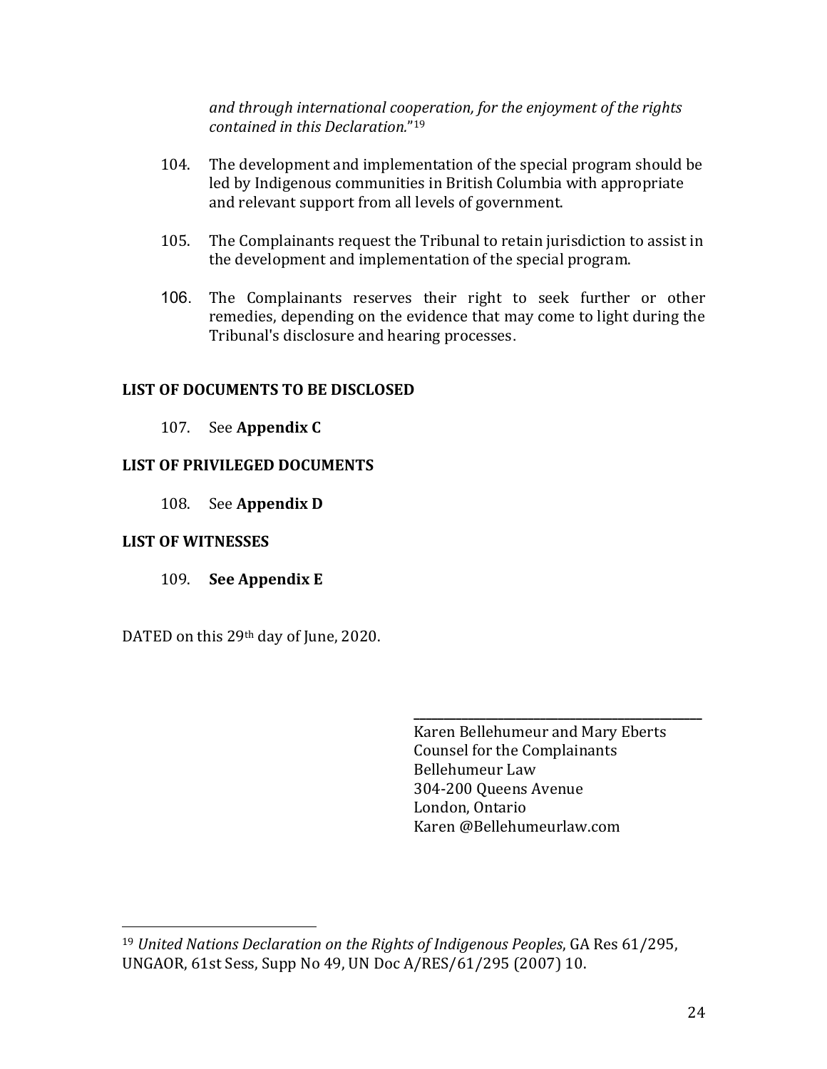*and through international cooperation, for the enjoyment of the rights contained in this Declaration.*"[19]

104. The development and implementation of the special program should be led by Indigenous communities in British Columbia with appropriate and relevant support from all levels of government.

105. The Complainants request the Tribunal to retain jurisdiction to assist in the development and implementation of the special program.

106. The Complainants reserves their right to seek further or other remedies, depending on the evidence that may come to light during the Tribunal's disclosure and hearing processes.

**LIST OF DOCUMENTS TO BE DISCLOSED**

107. See **Appendix C**

**LIST OF PRIVILEGED DOCUMENTS**

108. See **Appendix D**

**LIST OF WITNESSES**

109. **See Appendix E**

DATED on this 29th day of June, 2020.

\_\_\_\_\_\_\_\_\_\_\_\_\_\_\_\_\_\_\_\_\_\_\_\_\_\_\_\_\_\_\_\_\_\_\_\_\_\_\_\_
Karen Bellehumeur and Mary Eberts
Counsel for the Complainants
Bellehumeur Law
304-200 Queens Avenue
London, Ontario
Karen @Bellehumeurlaw.com

---

[19] *United Nations Declaration on the Rights of Indigenous Peoples*, GA Res 61/295, UNGAOR, 61st Sess, Supp No 49, UN Doc A/RES/61/295 (2007) 10.